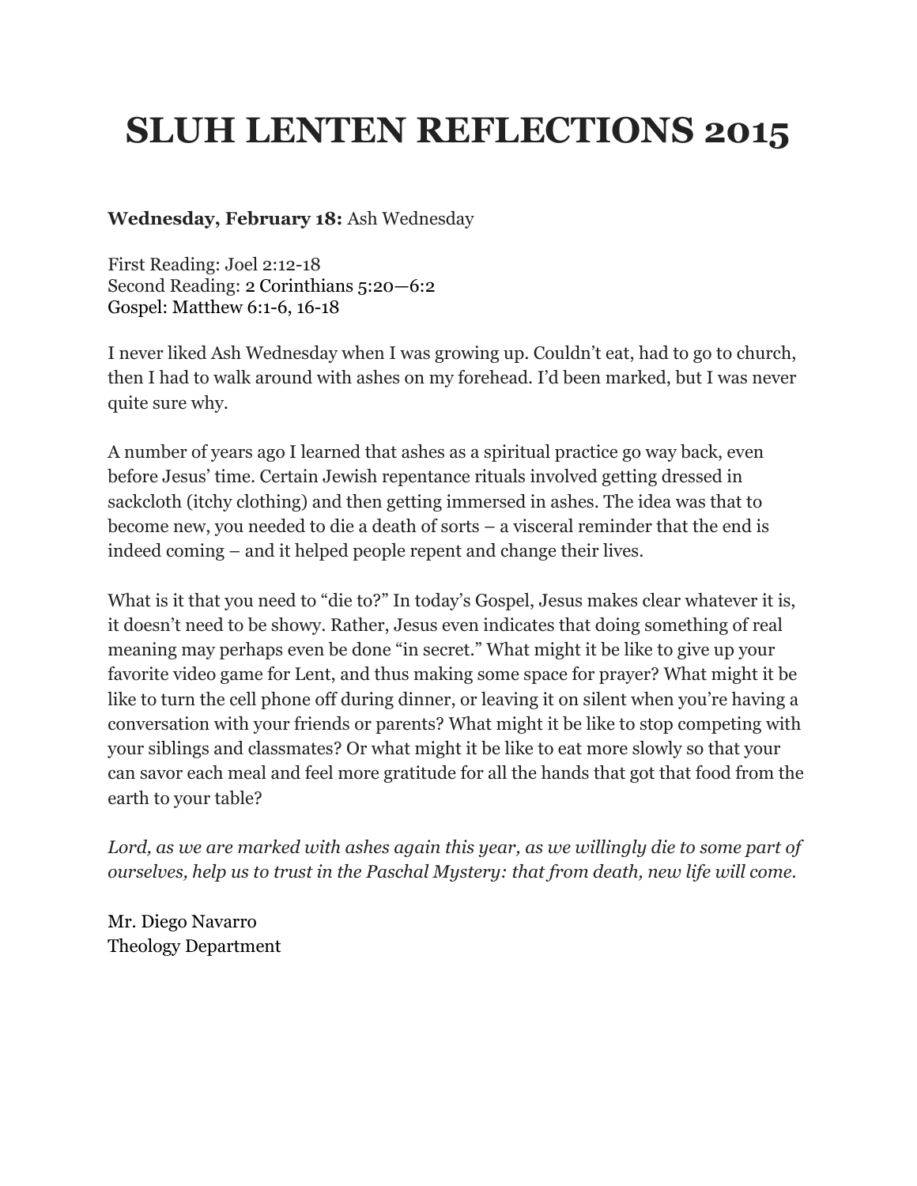# SLUH LENTEN REFLECTIONS 2015

**Wednesday, February 18:** Ash Wednesday

First Reading: Joel 2:12-18
Second Reading: 2 Corinthians 5:20—6:2
Gospel: Matthew 6:1-6, 16-18

I never liked Ash Wednesday when I was growing up. Couldn't eat, had to go to church, then I had to walk around with ashes on my forehead. I'd been marked, but I was never quite sure why.

A number of years ago I learned that ashes as a spiritual practice go way back, even before Jesus' time. Certain Jewish repentance rituals involved getting dressed in sackcloth (itchy clothing) and then getting immersed in ashes. The idea was that to become new, you needed to die a death of sorts – a visceral reminder that the end is indeed coming – and it helped people repent and change their lives.

What is it that you need to "die to?" In today's Gospel, Jesus makes clear whatever it is, it doesn't need to be showy. Rather, Jesus even indicates that doing something of real meaning may perhaps even be done "in secret." What might it be like to give up your favorite video game for Lent, and thus making some space for prayer? What might it be like to turn the cell phone off during dinner, or leaving it on silent when you're having a conversation with your friends or parents? What might it be like to stop competing with your siblings and classmates? Or what might it be like to eat more slowly so that your can savor each meal and feel more gratitude for all the hands that got that food from the earth to your table?

*Lord, as we are marked with ashes again this year, as we willingly die to some part of ourselves, help us to trust in the Paschal Mystery: that from death, new life will come.*

Mr. Diego Navarro
Theology Department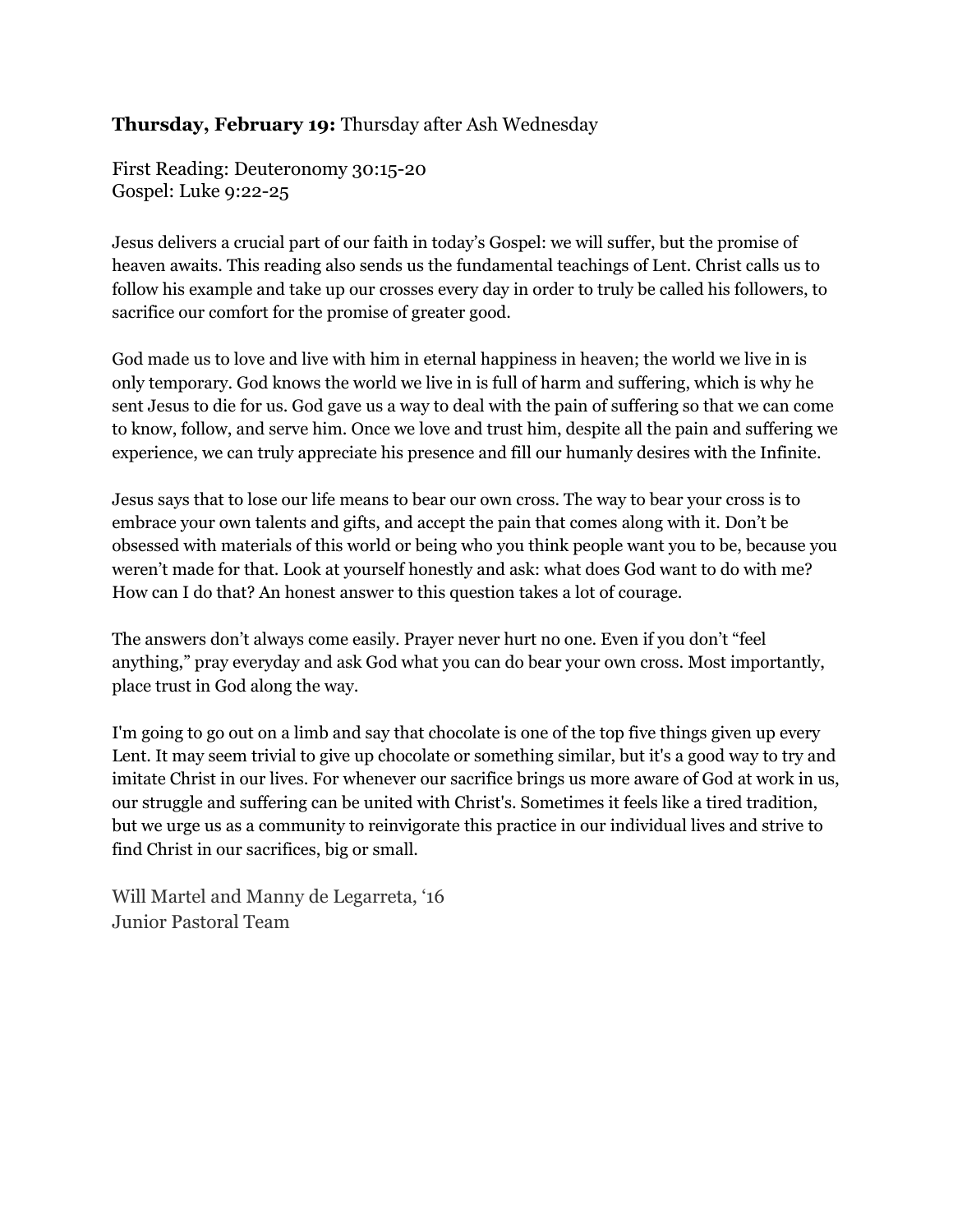**Thursday, February 19:** Thursday after Ash Wednesday

First Reading: Deuteronomy 30:15-20
Gospel: Luke 9:22-25

Jesus delivers a crucial part of our faith in today's Gospel: we will suffer, but the promise of heaven awaits. This reading also sends us the fundamental teachings of Lent. Christ calls us to follow his example and take up our crosses every day in order to truly be called his followers, to sacrifice our comfort for the promise of greater good.

God made us to love and live with him in eternal happiness in heaven; the world we live in is only temporary. God knows the world we live in is full of harm and suffering, which is why he sent Jesus to die for us. God gave us a way to deal with the pain of suffering so that we can come to know, follow, and serve him. Once we love and trust him, despite all the pain and suffering we experience, we can truly appreciate his presence and fill our humanly desires with the Infinite.

Jesus says that to lose our life means to bear our own cross. The way to bear your cross is to embrace your own talents and gifts, and accept the pain that comes along with it. Don't be obsessed with materials of this world or being who you think people want you to be, because you weren't made for that. Look at yourself honestly and ask: what does God want to do with me? How can I do that? An honest answer to this question takes a lot of courage.

The answers don't always come easily. Prayer never hurt no one. Even if you don't "feel anything," pray everyday and ask God what you can do bear your own cross. Most importantly, place trust in God along the way.

I'm going to go out on a limb and say that chocolate is one of the top five things given up every Lent. It may seem trivial to give up chocolate or something similar, but it's a good way to try and imitate Christ in our lives. For whenever our sacrifice brings us more aware of God at work in us, our struggle and suffering can be united with Christ's. Sometimes it feels like a tired tradition, but we urge us as a community to reinvigorate this practice in our individual lives and strive to find Christ in our sacrifices, big or small.

Will Martel and Manny de Legarreta, '16
Junior Pastoral Team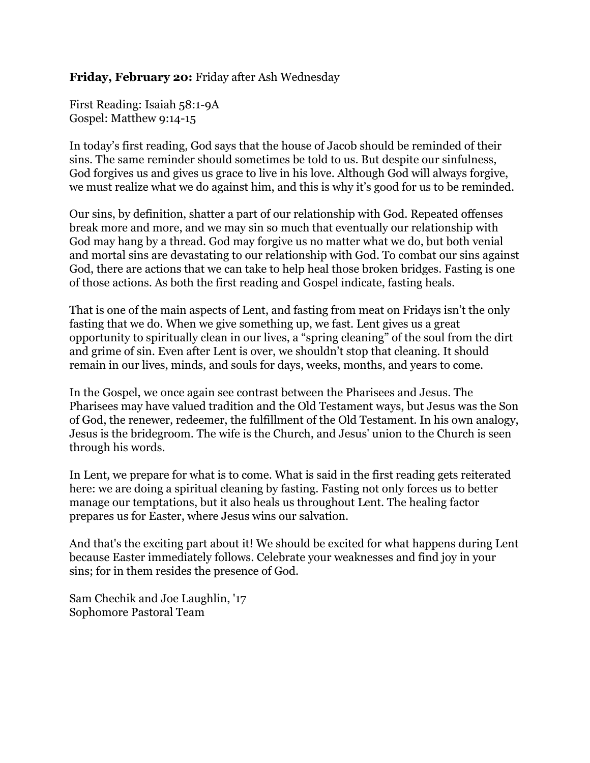**Friday, February 20:** Friday after Ash Wednesday

First Reading: Isaiah 58:1-9A
Gospel: Matthew 9:14-15

In today's first reading, God says that the house of Jacob should be reminded of their sins. The same reminder should sometimes be told to us. But despite our sinfulness, God forgives us and gives us grace to live in his love. Although God will always forgive, we must realize what we do against him, and this is why it's good for us to be reminded.

Our sins, by definition, shatter a part of our relationship with God. Repeated offenses break more and more, and we may sin so much that eventually our relationship with God may hang by a thread. God may forgive us no matter what we do, but both venial and mortal sins are devastating to our relationship with God. To combat our sins against God, there are actions that we can take to help heal those broken bridges. Fasting is one of those actions. As both the first reading and Gospel indicate, fasting heals.

That is one of the main aspects of Lent, and fasting from meat on Fridays isn't the only fasting that we do. When we give something up, we fast. Lent gives us a great opportunity to spiritually clean in our lives, a "spring cleaning" of the soul from the dirt and grime of sin. Even after Lent is over, we shouldn't stop that cleaning. It should remain in our lives, minds, and souls for days, weeks, months, and years to come.

In the Gospel, we once again see contrast between the Pharisees and Jesus. The Pharisees may have valued tradition and the Old Testament ways, but Jesus was the Son of God, the renewer, redeemer, the fulfillment of the Old Testament. In his own analogy, Jesus is the bridegroom. The wife is the Church, and Jesus' union to the Church is seen through his words.

In Lent, we prepare for what is to come. What is said in the first reading gets reiterated here: we are doing a spiritual cleaning by fasting. Fasting not only forces us to better manage our temptations, but it also heals us throughout Lent. The healing factor prepares us for Easter, where Jesus wins our salvation.

And that's the exciting part about it! We should be excited for what happens during Lent because Easter immediately follows. Celebrate your weaknesses and find joy in your sins; for in them resides the presence of God.

Sam Chechik and Joe Laughlin, '17
Sophomore Pastoral Team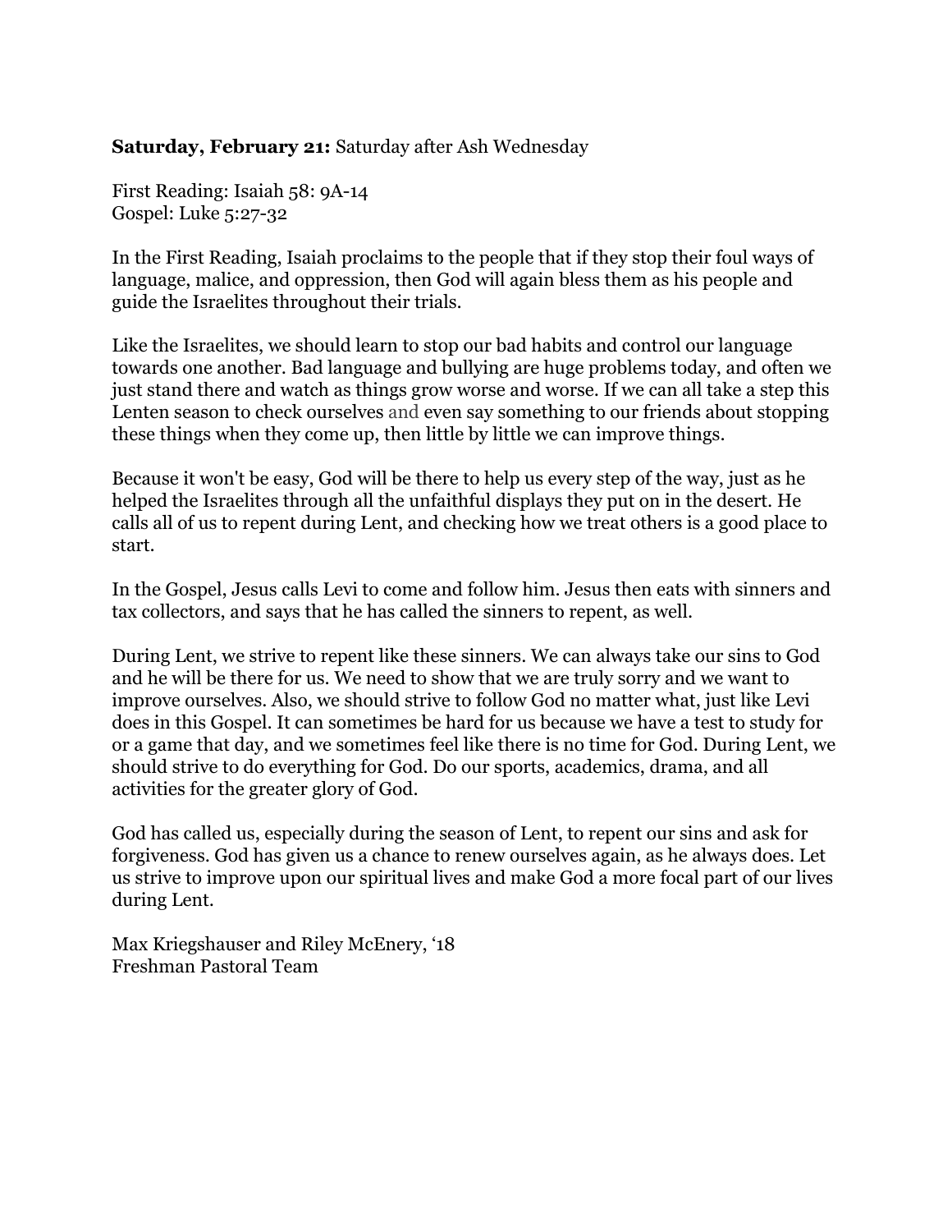**Saturday, February 21:** Saturday after Ash Wednesday

First Reading: Isaiah 58: 9A-14
Gospel: Luke 5:27-32

In the First Reading, Isaiah proclaims to the people that if they stop their foul ways of language, malice, and oppression, then God will again bless them as his people and guide the Israelites throughout their trials.

Like the Israelites, we should learn to stop our bad habits and control our language towards one another. Bad language and bullying are huge problems today, and often we just stand there and watch as things grow worse and worse. If we can all take a step this Lenten season to check ourselves and even say something to our friends about stopping these things when they come up, then little by little we can improve things.

Because it won't be easy, God will be there to help us every step of the way, just as he helped the Israelites through all the unfaithful displays they put on in the desert. He calls all of us to repent during Lent, and checking how we treat others is a good place to start.

In the Gospel, Jesus calls Levi to come and follow him. Jesus then eats with sinners and tax collectors, and says that he has called the sinners to repent, as well.

During Lent, we strive to repent like these sinners. We can always take our sins to God and he will be there for us. We need to show that we are truly sorry and we want to improve ourselves. Also, we should strive to follow God no matter what, just like Levi does in this Gospel. It can sometimes be hard for us because we have a test to study for or a game that day, and we sometimes feel like there is no time for God. During Lent, we should strive to do everything for God. Do our sports, academics, drama, and all activities for the greater glory of God.

God has called us, especially during the season of Lent, to repent our sins and ask for forgiveness. God has given us a chance to renew ourselves again, as he always does. Let us strive to improve upon our spiritual lives and make God a more focal part of our lives during Lent.

Max Kriegshauser and Riley McEnery, '18
Freshman Pastoral Team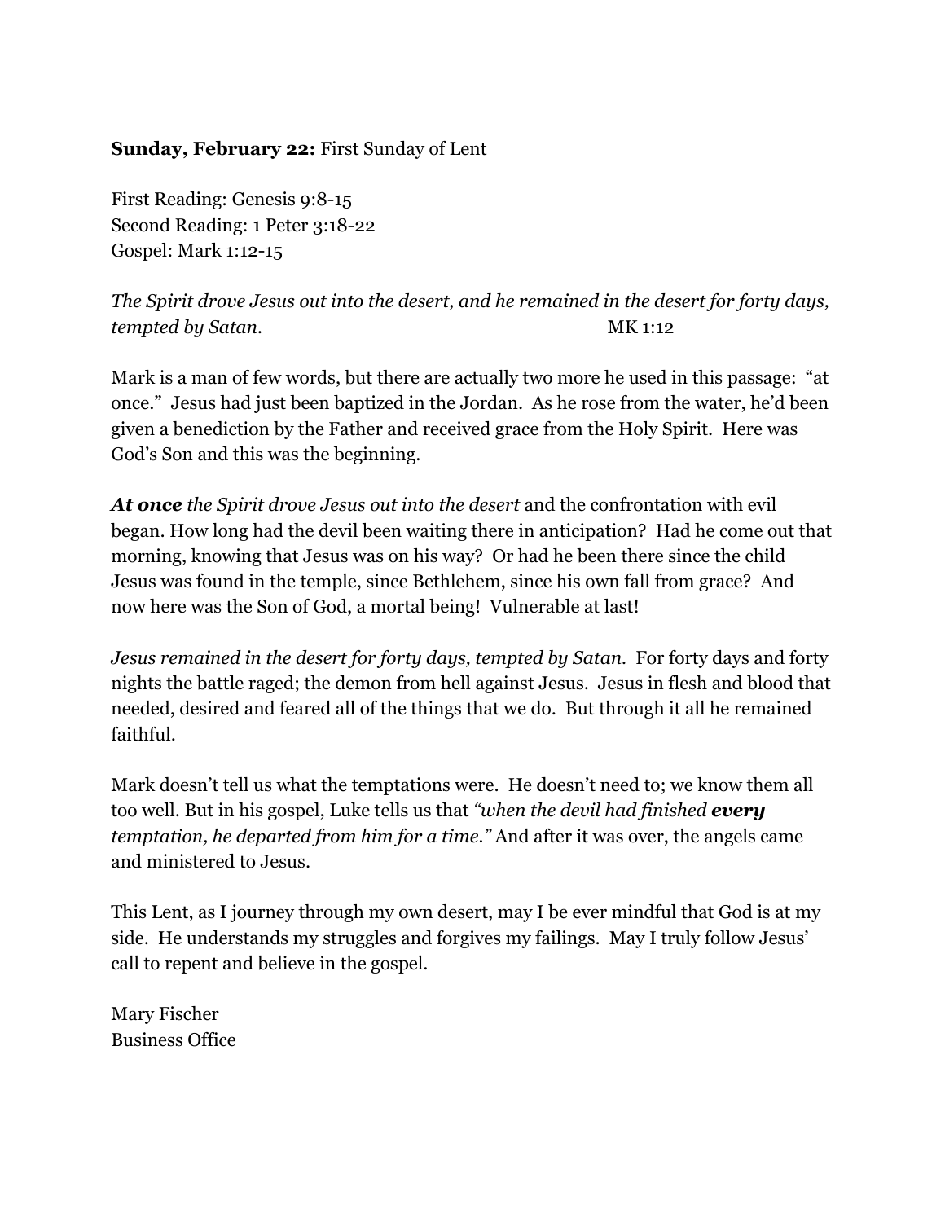**Sunday, February 22:** First Sunday of Lent

First Reading: Genesis 9:8-15
Second Reading: 1 Peter 3:18-22
Gospel: Mark 1:12-15

*The Spirit drove Jesus out into the desert, and he remained in the desert for forty days, tempted by Satan.* MK 1:12

Mark is a man of few words, but there are actually two more he used in this passage: "at once." Jesus had just been baptized in the Jordan. As he rose from the water, he'd been given a benediction by the Father and received grace from the Holy Spirit. Here was God's Son and this was the beginning.

***At once*** *the Spirit drove Jesus out into the desert* and the confrontation with evil began. How long had the devil been waiting there in anticipation? Had he come out that morning, knowing that Jesus was on his way? Or had he been there since the child Jesus was found in the temple, since Bethlehem, since his own fall from grace? And now here was the Son of God, a mortal being! Vulnerable at last!

*Jesus remained in the desert for forty days, tempted by Satan.* For forty days and forty nights the battle raged; the demon from hell against Jesus. Jesus in flesh and blood that needed, desired and feared all of the things that we do. But through it all he remained faithful.

Mark doesn't tell us what the temptations were. He doesn't need to; we know them all too well. But in his gospel, Luke tells us that *"when the devil had finished* ***every*** *temptation, he departed from him for a time."* And after it was over, the angels came and ministered to Jesus.

This Lent, as I journey through my own desert, may I be ever mindful that God is at my side. He understands my struggles and forgives my failings. May I truly follow Jesus' call to repent and believe in the gospel.

Mary Fischer
Business Office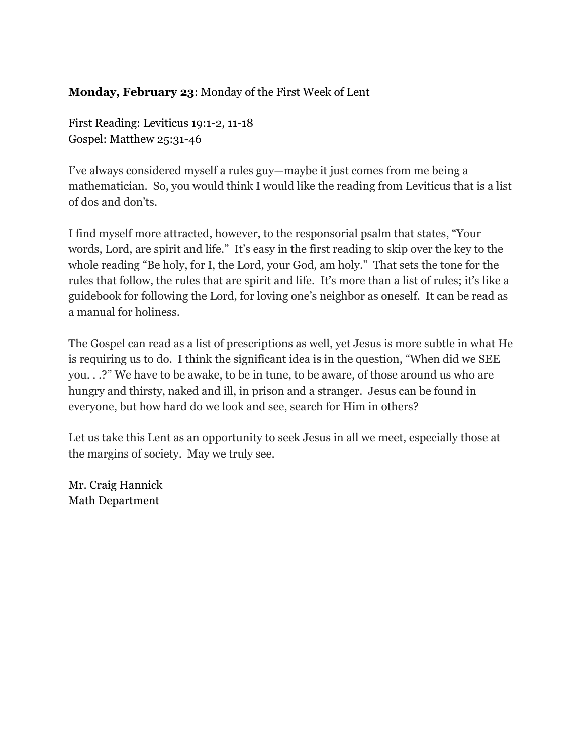**Monday, February 23**: Monday of the First Week of Lent

First Reading: Leviticus 19:1-2, 11-18
Gospel: Matthew 25:31-46

I've always considered myself a rules guy—maybe it just comes from me being a mathematician. So, you would think I would like the reading from Leviticus that is a list of dos and don'ts.

I find myself more attracted, however, to the responsorial psalm that states, "Your words, Lord, are spirit and life." It's easy in the first reading to skip over the key to the whole reading "Be holy, for I, the Lord, your God, am holy." That sets the tone for the rules that follow, the rules that are spirit and life. It's more than a list of rules; it's like a guidebook for following the Lord, for loving one's neighbor as oneself. It can be read as a manual for holiness.

The Gospel can read as a list of prescriptions as well, yet Jesus is more subtle in what He is requiring us to do. I think the significant idea is in the question, "When did we SEE you. . .?" We have to be awake, to be in tune, to be aware, of those around us who are hungry and thirsty, naked and ill, in prison and a stranger. Jesus can be found in everyone, but how hard do we look and see, search for Him in others?

Let us take this Lent as an opportunity to seek Jesus in all we meet, especially those at the margins of society. May we truly see.

Mr. Craig Hannick
Math Department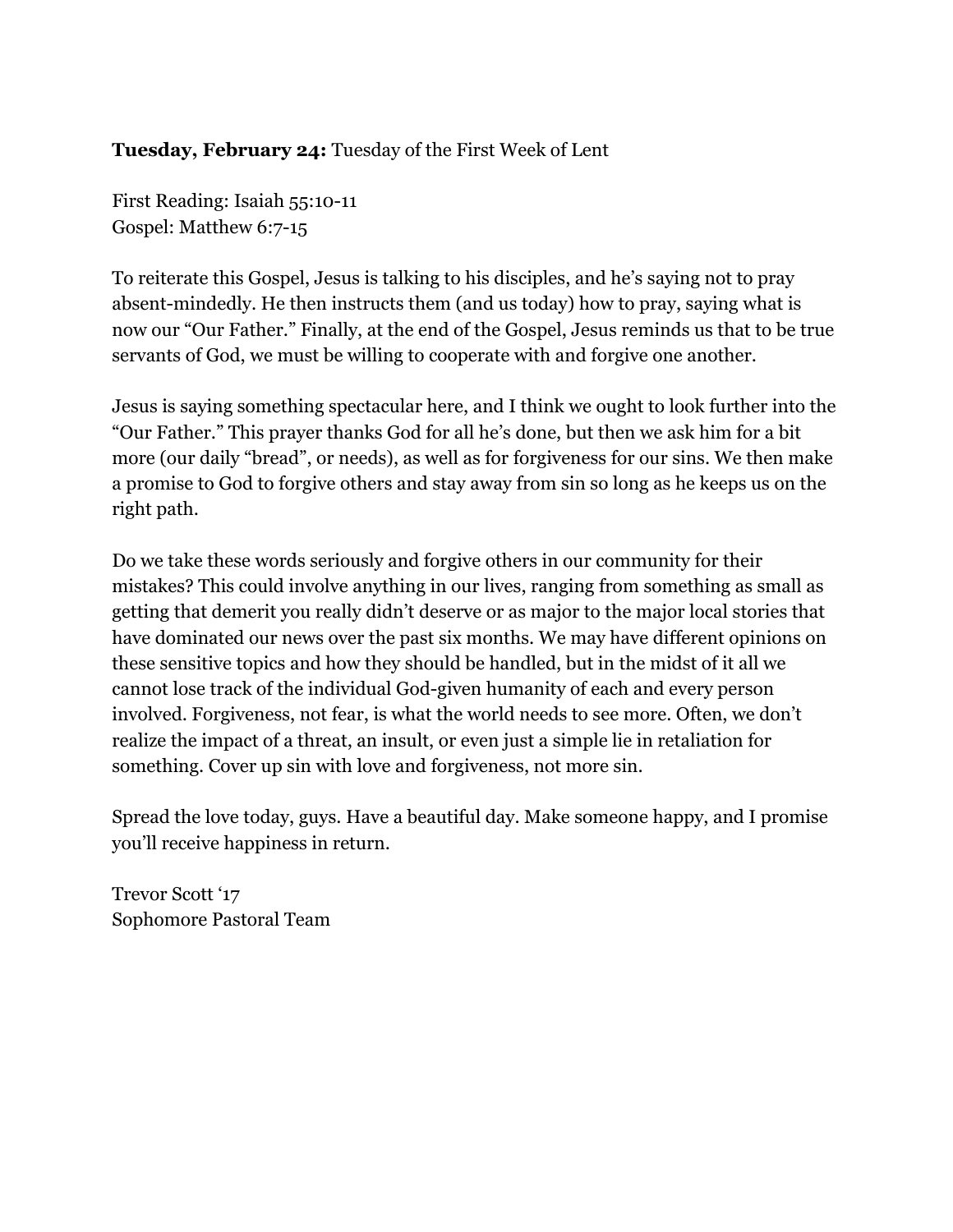**Tuesday, February 24:** Tuesday of the First Week of Lent

First Reading: Isaiah 55:10-11
Gospel: Matthew 6:7-15

To reiterate this Gospel, Jesus is talking to his disciples, and he's saying not to pray absent-mindedly. He then instructs them (and us today) how to pray, saying what is now our "Our Father." Finally, at the end of the Gospel, Jesus reminds us that to be true servants of God, we must be willing to cooperate with and forgive one another.

Jesus is saying something spectacular here, and I think we ought to look further into the "Our Father." This prayer thanks God for all he's done, but then we ask him for a bit more (our daily "bread", or needs), as well as for forgiveness for our sins. We then make a promise to God to forgive others and stay away from sin so long as he keeps us on the right path.

Do we take these words seriously and forgive others in our community for their mistakes? This could involve anything in our lives, ranging from something as small as getting that demerit you really didn't deserve or as major to the major local stories that have dominated our news over the past six months. We may have different opinions on these sensitive topics and how they should be handled, but in the midst of it all we cannot lose track of the individual God-given humanity of each and every person involved. Forgiveness, not fear, is what the world needs to see more. Often, we don't realize the impact of a threat, an insult, or even just a simple lie in retaliation for something. Cover up sin with love and forgiveness, not more sin.

Spread the love today, guys. Have a beautiful day. Make someone happy, and I promise you'll receive happiness in return.

Trevor Scott '17
Sophomore Pastoral Team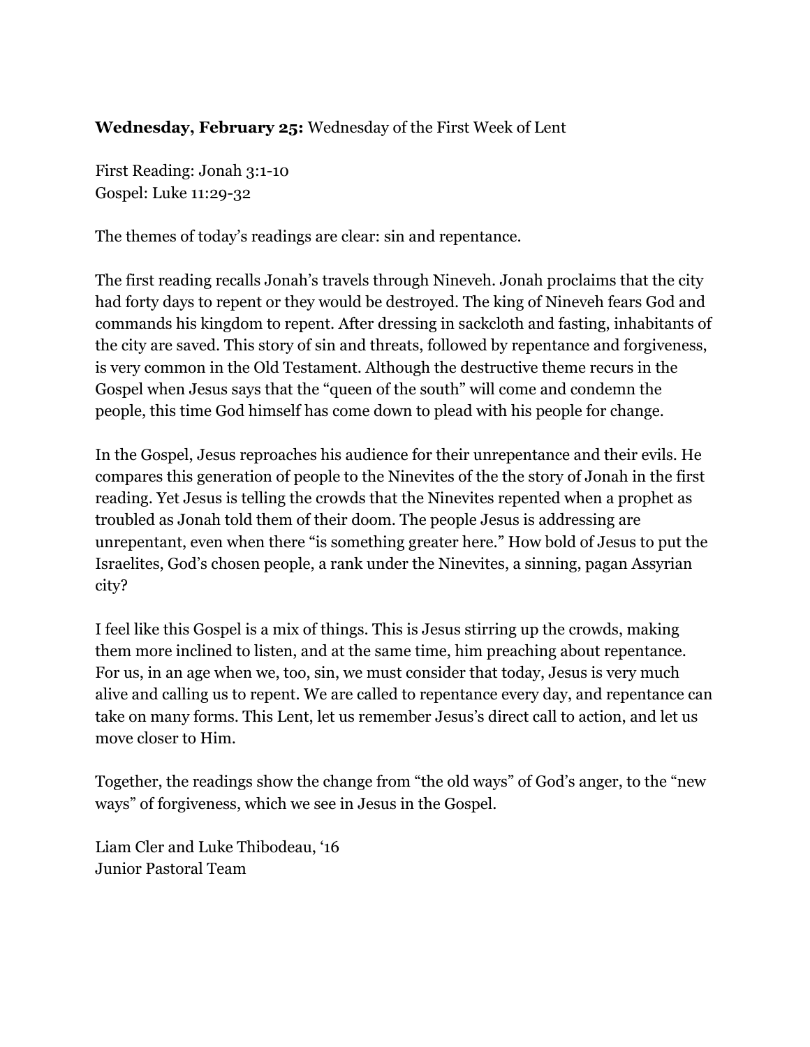**Wednesday, February 25:** Wednesday of the First Week of Lent

First Reading: Jonah 3:1-10
Gospel: Luke 11:29-32

The themes of today's readings are clear: sin and repentance.

The first reading recalls Jonah's travels through Nineveh. Jonah proclaims that the city had forty days to repent or they would be destroyed. The king of Nineveh fears God and commands his kingdom to repent. After dressing in sackcloth and fasting, inhabitants of the city are saved. This story of sin and threats, followed by repentance and forgiveness, is very common in the Old Testament. Although the destructive theme recurs in the Gospel when Jesus says that the "queen of the south" will come and condemn the people, this time God himself has come down to plead with his people for change.

In the Gospel, Jesus reproaches his audience for their unrepentance and their evils. He compares this generation of people to the Ninevites of the the story of Jonah in the first reading. Yet Jesus is telling the crowds that the Ninevites repented when a prophet as troubled as Jonah told them of their doom. The people Jesus is addressing are unrepentant, even when there "is something greater here." How bold of Jesus to put the Israelites, God's chosen people, a rank under the Ninevites, a sinning, pagan Assyrian city?

I feel like this Gospel is a mix of things. This is Jesus stirring up the crowds, making them more inclined to listen, and at the same time, him preaching about repentance. For us, in an age when we, too, sin, we must consider that today, Jesus is very much alive and calling us to repent. We are called to repentance every day, and repentance can take on many forms. This Lent, let us remember Jesus's direct call to action, and let us move closer to Him.

Together, the readings show the change from "the old ways" of God's anger, to the "new ways" of forgiveness, which we see in Jesus in the Gospel.

Liam Cler and Luke Thibodeau, '16
Junior Pastoral Team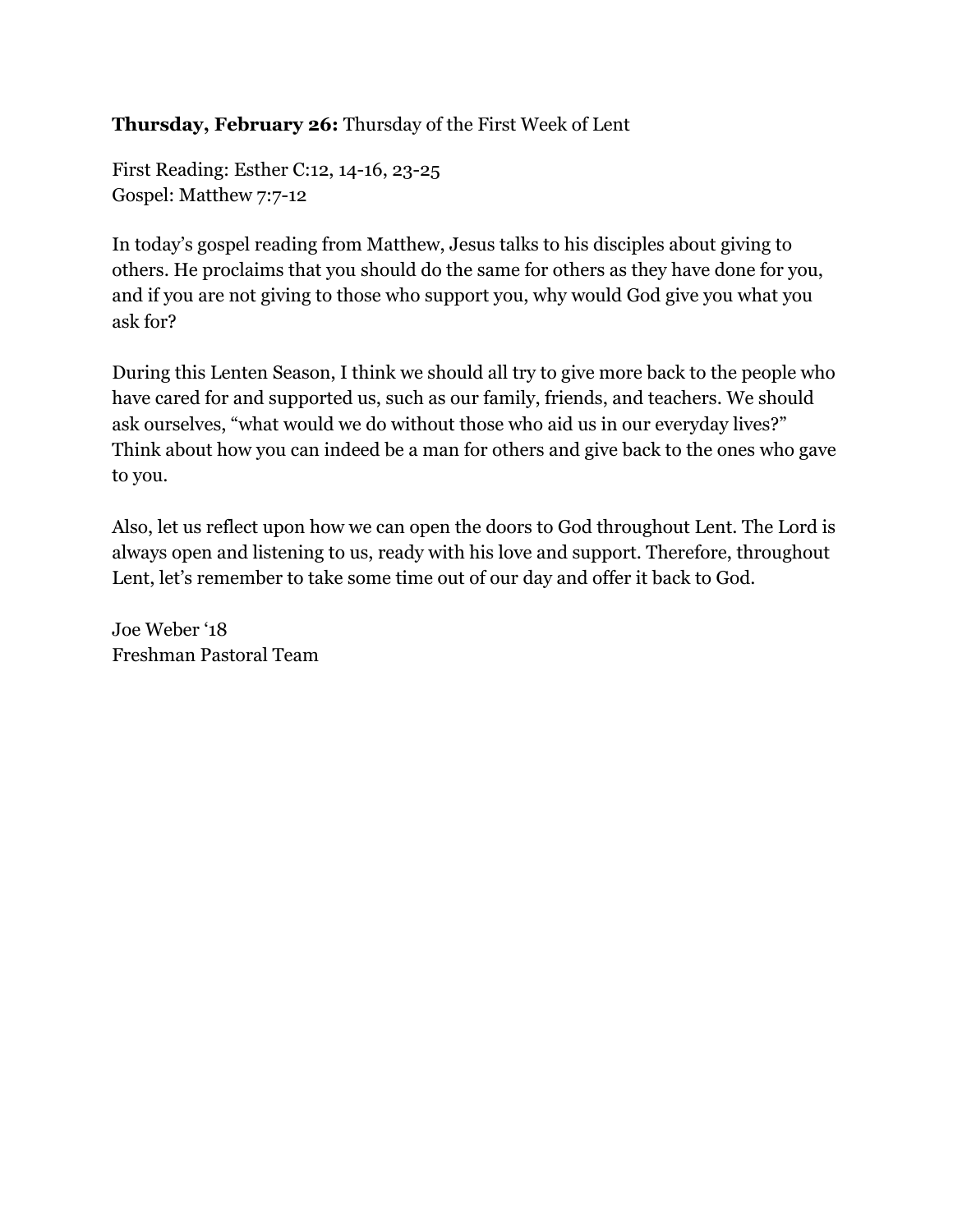**Thursday, February 26:** Thursday of the First Week of Lent

First Reading: Esther C:12, 14-16, 23-25
Gospel: Matthew 7:7-12

In today's gospel reading from Matthew, Jesus talks to his disciples about giving to others. He proclaims that you should do the same for others as they have done for you, and if you are not giving to those who support you, why would God give you what you ask for?

During this Lenten Season, I think we should all try to give more back to the people who have cared for and supported us, such as our family, friends, and teachers. We should ask ourselves, "what would we do without those who aid us in our everyday lives?" Think about how you can indeed be a man for others and give back to the ones who gave to you.

Also, let us reflect upon how we can open the doors to God throughout Lent. The Lord is always open and listening to us, ready with his love and support. Therefore, throughout Lent, let's remember to take some time out of our day and offer it back to God.

Joe Weber '18
Freshman Pastoral Team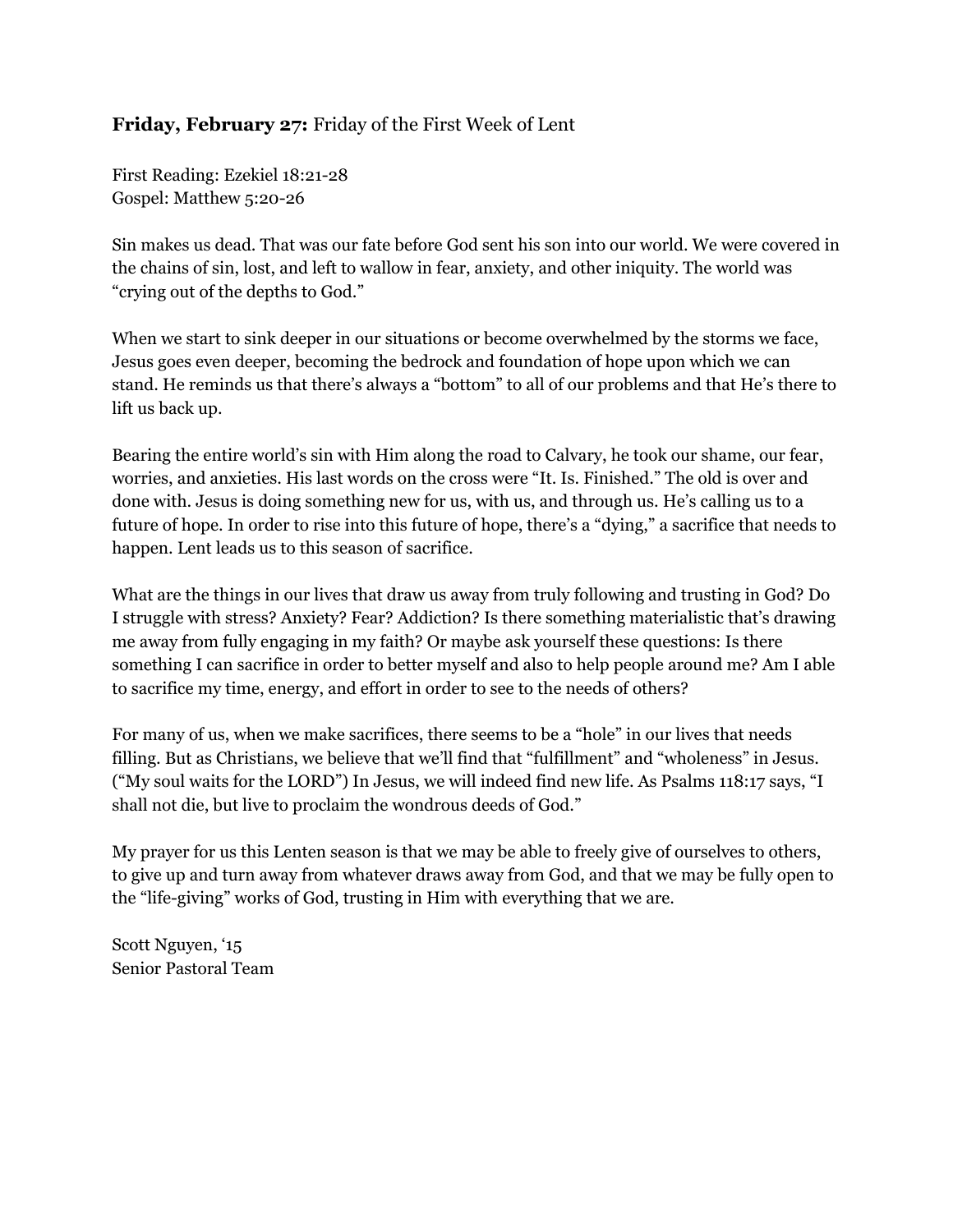**Friday, February 27:** Friday of the First Week of Lent

First Reading: Ezekiel 18:21-28
Gospel: Matthew 5:20-26

Sin makes us dead. That was our fate before God sent his son into our world. We were covered in the chains of sin, lost, and left to wallow in fear, anxiety, and other iniquity. The world was "crying out of the depths to God."

When we start to sink deeper in our situations or become overwhelmed by the storms we face, Jesus goes even deeper, becoming the bedrock and foundation of hope upon which we can stand. He reminds us that there's always a "bottom" to all of our problems and that He's there to lift us back up.

Bearing the entire world's sin with Him along the road to Calvary, he took our shame, our fear, worries, and anxieties. His last words on the cross were "It. Is. Finished." The old is over and done with. Jesus is doing something new for us, with us, and through us. He's calling us to a future of hope. In order to rise into this future of hope, there's a "dying," a sacrifice that needs to happen. Lent leads us to this season of sacrifice.

What are the things in our lives that draw us away from truly following and trusting in God? Do I struggle with stress? Anxiety? Fear? Addiction? Is there something materialistic that's drawing me away from fully engaging in my faith? Or maybe ask yourself these questions: Is there something I can sacrifice in order to better myself and also to help people around me? Am I able to sacrifice my time, energy, and effort in order to see to the needs of others?

For many of us, when we make sacrifices, there seems to be a "hole" in our lives that needs filling. But as Christians, we believe that we'll find that "fulfillment" and "wholeness" in Jesus. ("My soul waits for the LORD") In Jesus, we will indeed find new life. As Psalms 118:17 says, "I shall not die, but live to proclaim the wondrous deeds of God."

My prayer for us this Lenten season is that we may be able to freely give of ourselves to others, to give up and turn away from whatever draws away from God, and that we may be fully open to the "life-giving" works of God, trusting in Him with everything that we are.

Scott Nguyen, '15
Senior Pastoral Team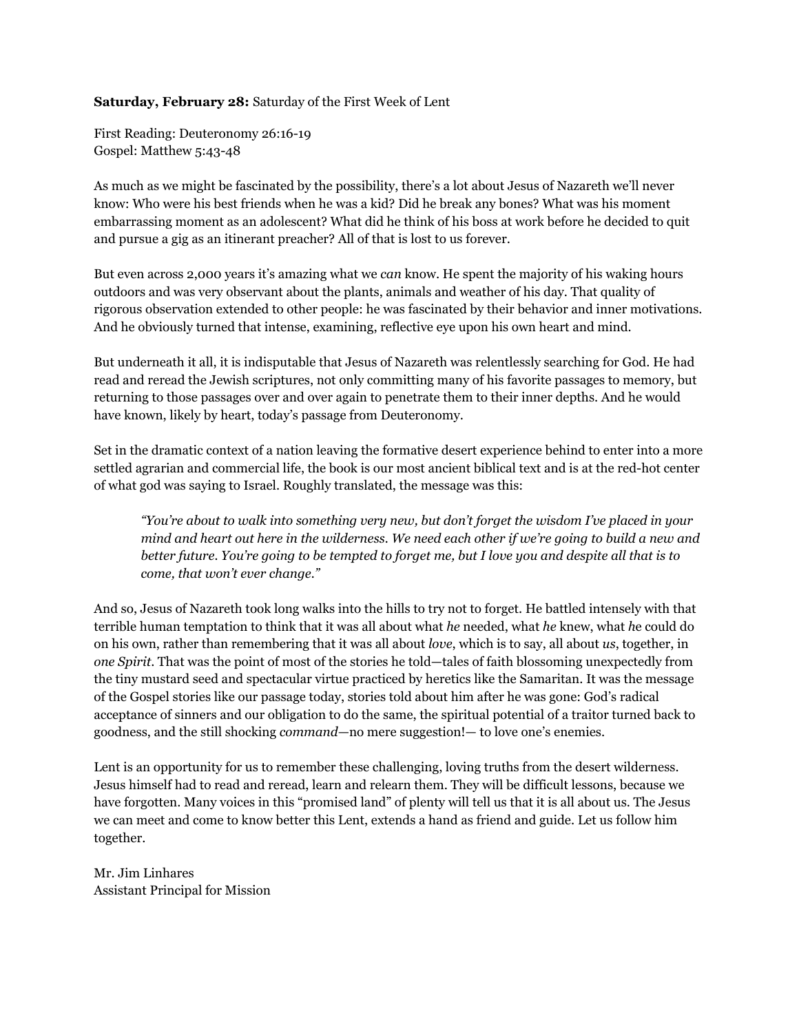**Saturday, February 28:** Saturday of the First Week of Lent

First Reading: Deuteronomy 26:16-19
Gospel: Matthew 5:43-48

As much as we might be fascinated by the possibility, there's a lot about Jesus of Nazareth we'll never know: Who were his best friends when he was a kid? Did he break any bones? What was his moment embarrassing moment as an adolescent? What did he think of his boss at work before he decided to quit and pursue a gig as an itinerant preacher? All of that is lost to us forever.

But even across 2,000 years it's amazing what we *can* know. He spent the majority of his waking hours outdoors and was very observant about the plants, animals and weather of his day. That quality of rigorous observation extended to other people: he was fascinated by their behavior and inner motivations. And he obviously turned that intense, examining, reflective eye upon his own heart and mind.

But underneath it all, it is indisputable that Jesus of Nazareth was relentlessly searching for God. He had read and reread the Jewish scriptures, not only committing many of his favorite passages to memory, but returning to those passages over and over again to penetrate them to their inner depths. And he would have known, likely by heart, today's passage from Deuteronomy.

Set in the dramatic context of a nation leaving the formative desert experience behind to enter into a more settled agrarian and commercial life, the book is our most ancient biblical text and is at the red-hot center of what god was saying to Israel. Roughly translated, the message was this:

> *"You're about to walk into something very new, but don't forget the wisdom I've placed in your mind and heart out here in the wilderness. We need each other if we're going to build a new and better future. You're going to be tempted to forget me, but I love you and despite all that is to come, that won't ever change."*

And so, Jesus of Nazareth took long walks into the hills to try not to forget. He battled intensely with that terrible human temptation to think that it was all about what *he* needed, what *he* knew, what *he* could do on his own, rather than remembering that it was all about *love*, which is to say, all about *us*, together, in *one Spirit*. That was the point of most of the stories he told—tales of faith blossoming unexpectedly from the tiny mustard seed and spectacular virtue practiced by heretics like the Samaritan. It was the message of the Gospel stories like our passage today, stories told about him after he was gone: God's radical acceptance of sinners and our obligation to do the same, the spiritual potential of a traitor turned back to goodness, and the still shocking *command*—no mere suggestion!— to love one's enemies.

Lent is an opportunity for us to remember these challenging, loving truths from the desert wilderness. Jesus himself had to read and reread, learn and relearn them. They will be difficult lessons, because we have forgotten. Many voices in this "promised land" of plenty will tell us that it is all about us. The Jesus we can meet and come to know better this Lent, extends a hand as friend and guide. Let us follow him together.

Mr. Jim Linhares
Assistant Principal for Mission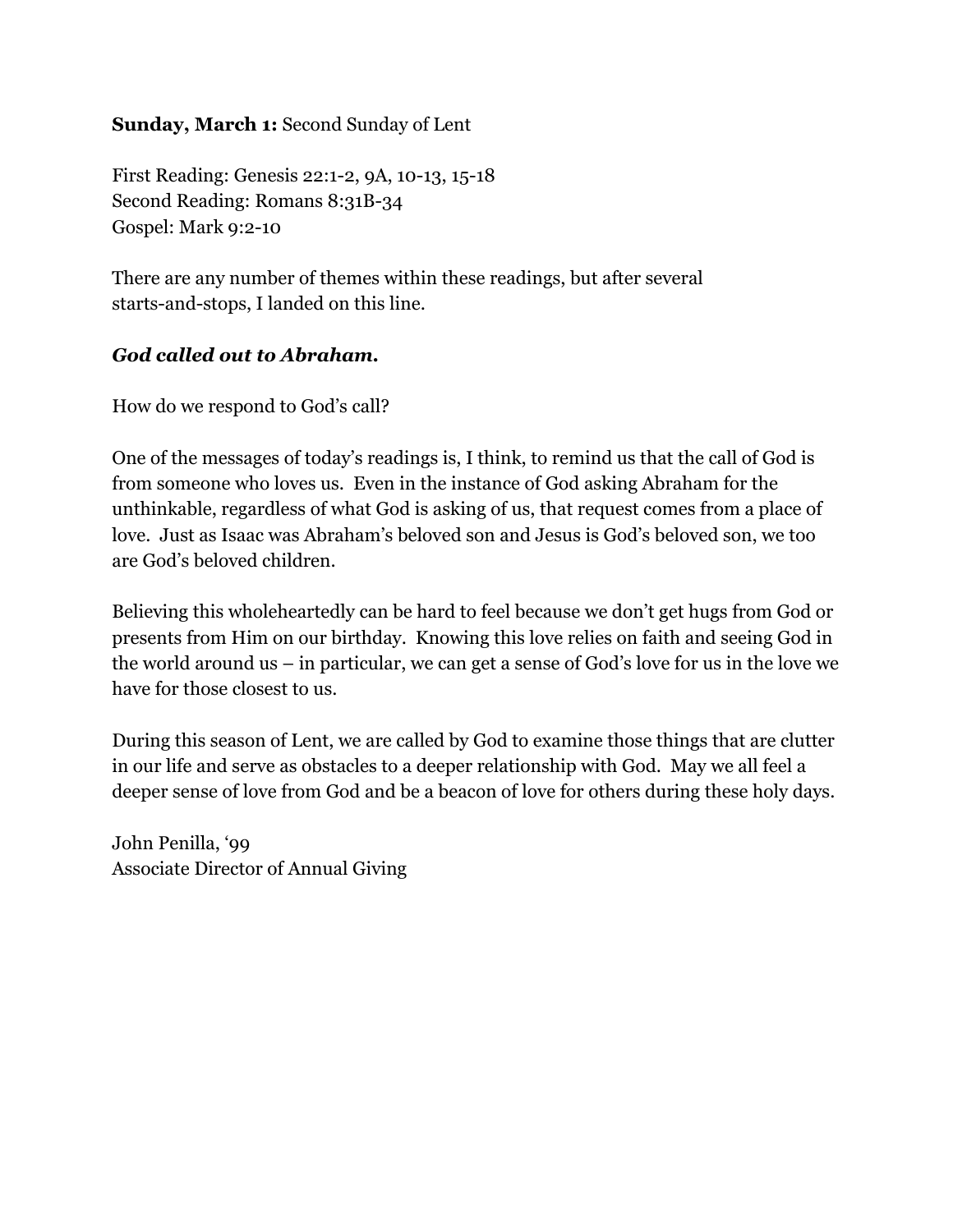**Sunday, March 1:** Second Sunday of Lent

First Reading: Genesis 22:1-2, 9A, 10-13, 15-18
Second Reading: Romans 8:31B-34
Gospel: Mark 9:2-10

There are any number of themes within these readings, but after several starts-and-stops, I landed on this line.

***God called out to Abraham.***

How do we respond to God's call?

One of the messages of today's readings is, I think, to remind us that the call of God is from someone who loves us. Even in the instance of God asking Abraham for the unthinkable, regardless of what God is asking of us, that request comes from a place of love. Just as Isaac was Abraham's beloved son and Jesus is God's beloved son, we too are God's beloved children.

Believing this wholeheartedly can be hard to feel because we don't get hugs from God or presents from Him on our birthday. Knowing this love relies on faith and seeing God in the world around us – in particular, we can get a sense of God's love for us in the love we have for those closest to us.

During this season of Lent, we are called by God to examine those things that are clutter in our life and serve as obstacles to a deeper relationship with God. May we all feel a deeper sense of love from God and be a beacon of love for others during these holy days.

John Penilla, '99
Associate Director of Annual Giving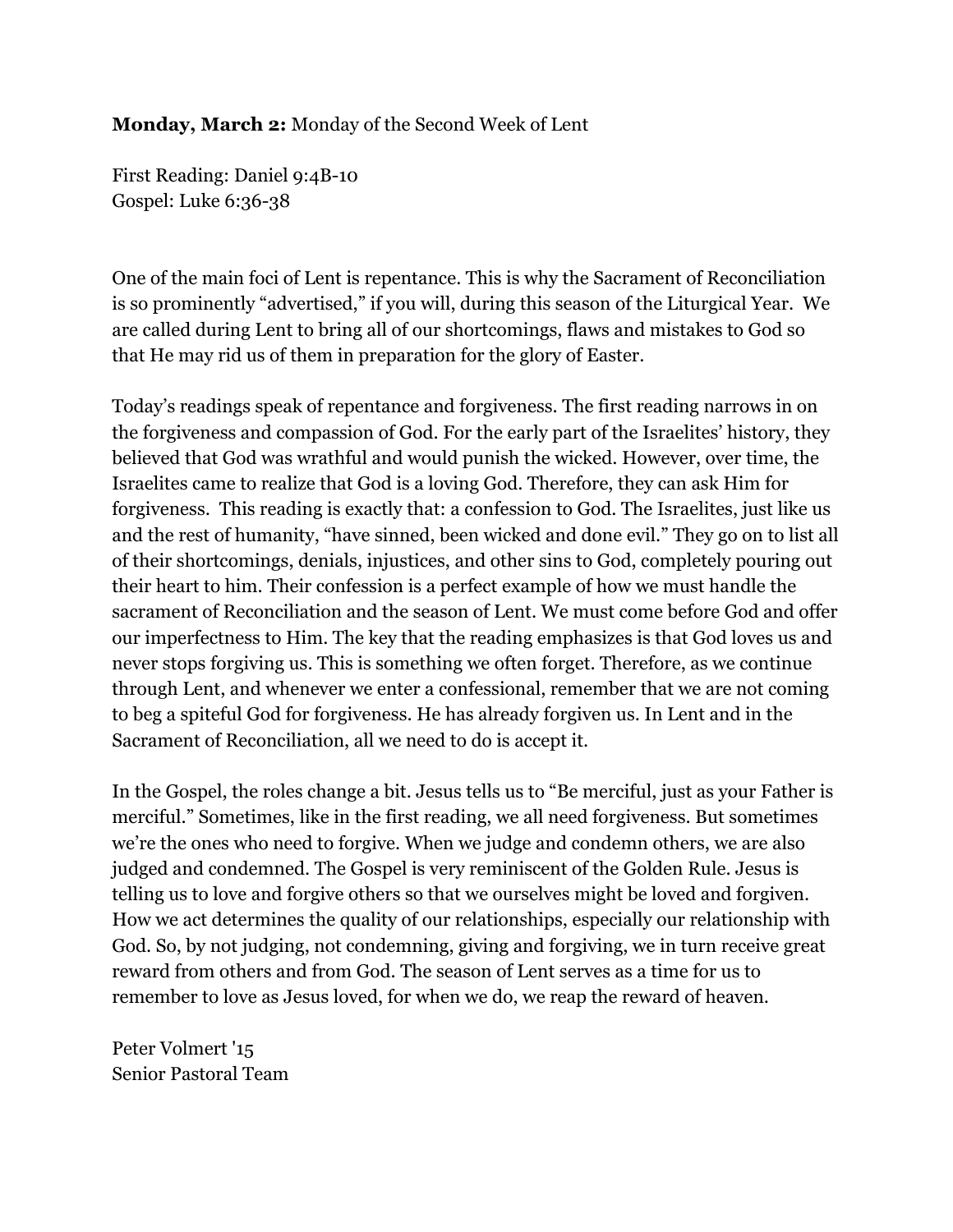**Monday, March 2:** Monday of the Second Week of Lent

First Reading: Daniel 9:4B-10
Gospel: Luke 6:36-38

One of the main foci of Lent is repentance. This is why the Sacrament of Reconciliation is so prominently "advertised," if you will, during this season of the Liturgical Year. We are called during Lent to bring all of our shortcomings, flaws and mistakes to God so that He may rid us of them in preparation for the glory of Easter.

Today's readings speak of repentance and forgiveness. The first reading narrows in on the forgiveness and compassion of God. For the early part of the Israelites' history, they believed that God was wrathful and would punish the wicked. However, over time, the Israelites came to realize that God is a loving God. Therefore, they can ask Him for forgiveness. This reading is exactly that: a confession to God. The Israelites, just like us and the rest of humanity, "have sinned, been wicked and done evil." They go on to list all of their shortcomings, denials, injustices, and other sins to God, completely pouring out their heart to him. Their confession is a perfect example of how we must handle the sacrament of Reconciliation and the season of Lent. We must come before God and offer our imperfectness to Him. The key that the reading emphasizes is that God loves us and never stops forgiving us. This is something we often forget. Therefore, as we continue through Lent, and whenever we enter a confessional, remember that we are not coming to beg a spiteful God for forgiveness. He has already forgiven us. In Lent and in the Sacrament of Reconciliation, all we need to do is accept it.

In the Gospel, the roles change a bit. Jesus tells us to "Be merciful, just as your Father is merciful." Sometimes, like in the first reading, we all need forgiveness. But sometimes we're the ones who need to forgive. When we judge and condemn others, we are also judged and condemned. The Gospel is very reminiscent of the Golden Rule. Jesus is telling us to love and forgive others so that we ourselves might be loved and forgiven. How we act determines the quality of our relationships, especially our relationship with God. So, by not judging, not condemning, giving and forgiving, we in turn receive great reward from others and from God. The season of Lent serves as a time for us to remember to love as Jesus loved, for when we do, we reap the reward of heaven.

Peter Volmert '15
Senior Pastoral Team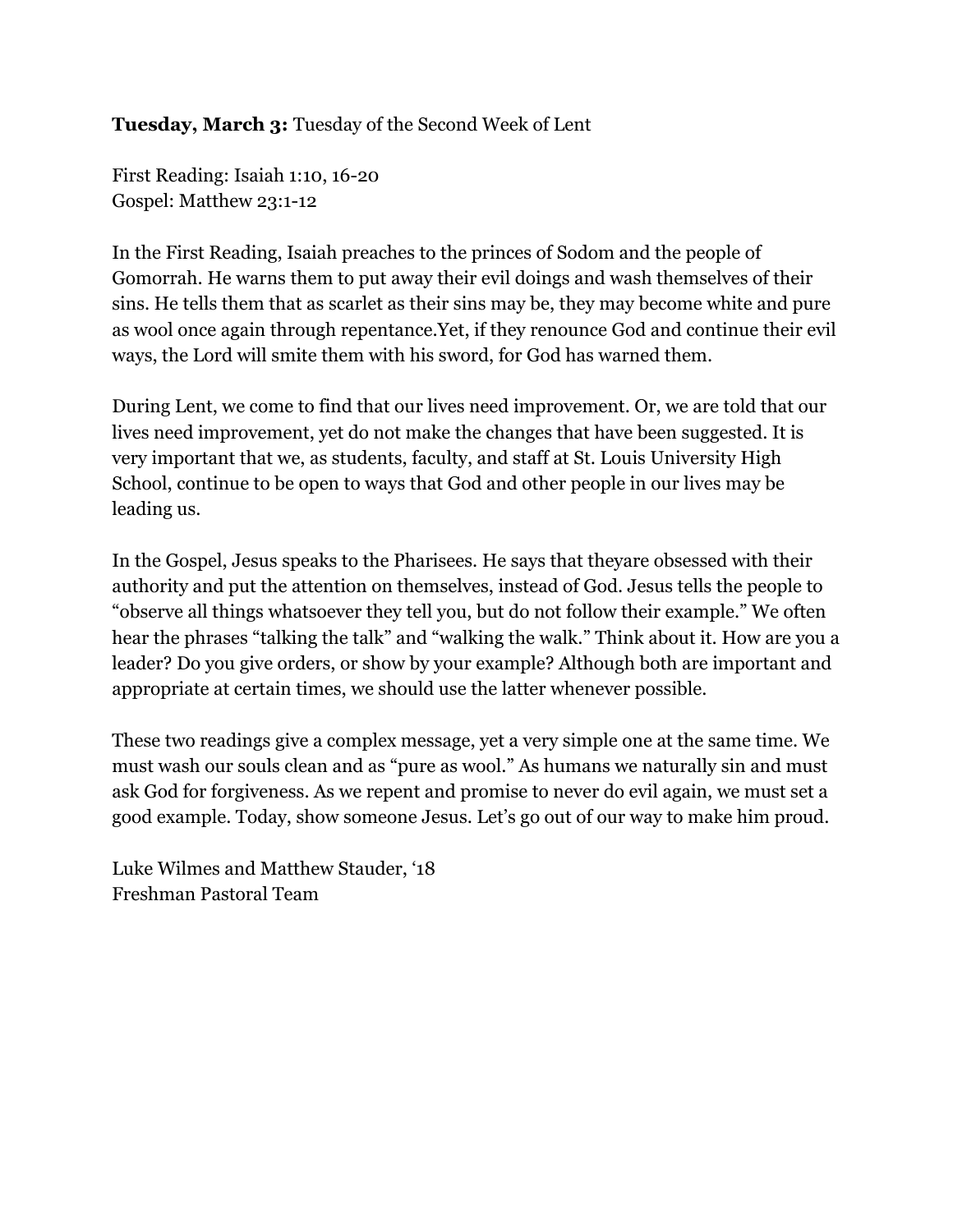**Tuesday, March 3:** Tuesday of the Second Week of Lent

First Reading: Isaiah 1:10, 16-20
Gospel: Matthew 23:1-12

In the First Reading, Isaiah preaches to the princes of Sodom and the people of Gomorrah. He warns them to put away their evil doings and wash themselves of their sins. He tells them that as scarlet as their sins may be, they may become white and pure as wool once again through repentance.Yet, if they renounce God and continue their evil ways, the Lord will smite them with his sword, for God has warned them.

During Lent, we come to find that our lives need improvement. Or, we are told that our lives need improvement, yet do not make the changes that have been suggested. It is very important that we, as students, faculty, and staff at St. Louis University High School, continue to be open to ways that God and other people in our lives may be leading us.

In the Gospel, Jesus speaks to the Pharisees. He says that theyare obsessed with their authority and put the attention on themselves, instead of God. Jesus tells the people to "observe all things whatsoever they tell you, but do not follow their example." We often hear the phrases "talking the talk" and "walking the walk." Think about it. How are you a leader? Do you give orders, or show by your example? Although both are important and appropriate at certain times, we should use the latter whenever possible.

These two readings give a complex message, yet a very simple one at the same time. We must wash our souls clean and as "pure as wool." As humans we naturally sin and must ask God for forgiveness. As we repent and promise to never do evil again, we must set a good example. Today, show someone Jesus. Let's go out of our way to make him proud.

Luke Wilmes and Matthew Stauder, '18
Freshman Pastoral Team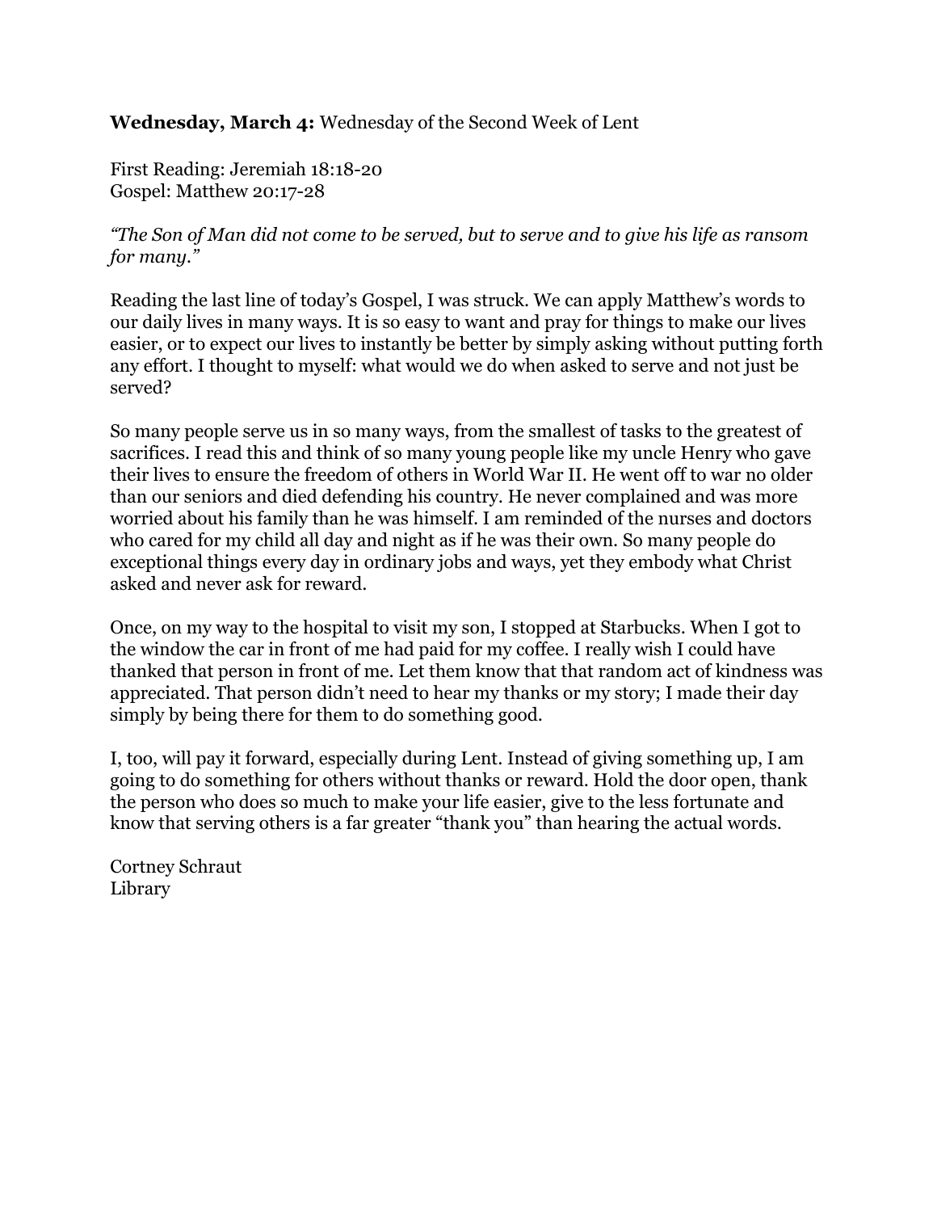**Wednesday, March 4:** Wednesday of the Second Week of Lent

First Reading: Jeremiah 18:18-20
Gospel: Matthew 20:17-28

*"The Son of Man did not come to be served, but to serve and to give his life as ransom for many."*

Reading the last line of today's Gospel, I was struck. We can apply Matthew's words to our daily lives in many ways. It is so easy to want and pray for things to make our lives easier, or to expect our lives to instantly be better by simply asking without putting forth any effort. I thought to myself: what would we do when asked to serve and not just be served?

So many people serve us in so many ways, from the smallest of tasks to the greatest of sacrifices. I read this and think of so many young people like my uncle Henry who gave their lives to ensure the freedom of others in World War II. He went off to war no older than our seniors and died defending his country. He never complained and was more worried about his family than he was himself. I am reminded of the nurses and doctors who cared for my child all day and night as if he was their own. So many people do exceptional things every day in ordinary jobs and ways, yet they embody what Christ asked and never ask for reward.

Once, on my way to the hospital to visit my son, I stopped at Starbucks. When I got to the window the car in front of me had paid for my coffee. I really wish I could have thanked that person in front of me. Let them know that that random act of kindness was appreciated. That person didn't need to hear my thanks or my story; I made their day simply by being there for them to do something good.

I, too, will pay it forward, especially during Lent. Instead of giving something up, I am going to do something for others without thanks or reward. Hold the door open, thank the person who does so much to make your life easier, give to the less fortunate and know that serving others is a far greater "thank you" than hearing the actual words.

Cortney Schraut
Library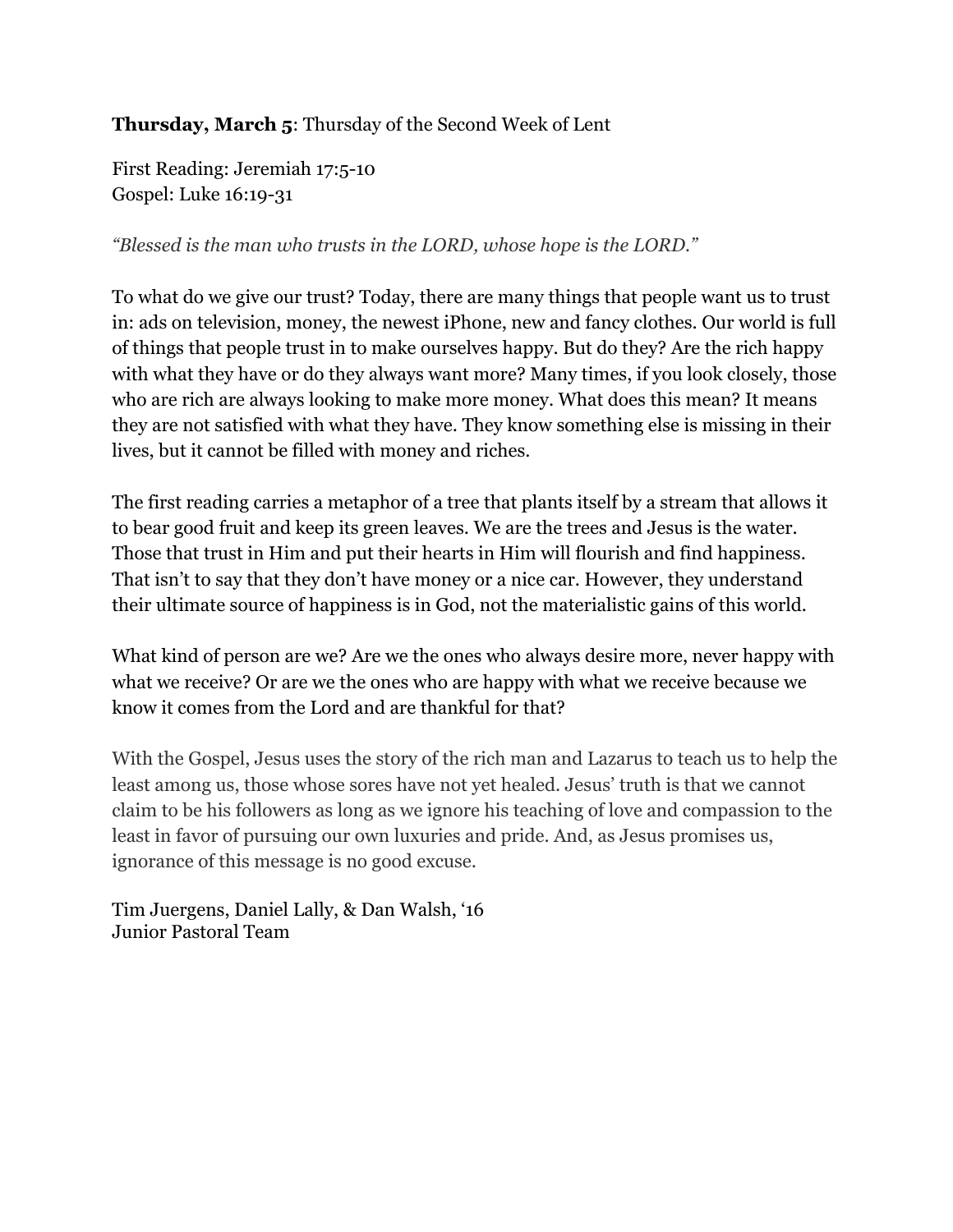**Thursday, March 5**: Thursday of the Second Week of Lent

First Reading: Jeremiah 17:5-10
Gospel: Luke 16:19-31

*"Blessed is the man who trusts in the LORD, whose hope is the LORD."*

To what do we give our trust? Today, there are many things that people want us to trust in: ads on television, money, the newest iPhone, new and fancy clothes. Our world is full of things that people trust in to make ourselves happy. But do they? Are the rich happy with what they have or do they always want more? Many times, if you look closely, those who are rich are always looking to make more money. What does this mean? It means they are not satisfied with what they have. They know something else is missing in their lives, but it cannot be filled with money and riches.

The first reading carries a metaphor of a tree that plants itself by a stream that allows it to bear good fruit and keep its green leaves. We are the trees and Jesus is the water. Those that trust in Him and put their hearts in Him will flourish and find happiness. That isn't to say that they don't have money or a nice car. However, they understand their ultimate source of happiness is in God, not the materialistic gains of this world.

What kind of person are we? Are we the ones who always desire more, never happy with what we receive? Or are we the ones who are happy with what we receive because we know it comes from the Lord and are thankful for that?

With the Gospel, Jesus uses the story of the rich man and Lazarus to teach us to help the least among us, those whose sores have not yet healed. Jesus' truth is that we cannot claim to be his followers as long as we ignore his teaching of love and compassion to the least in favor of pursuing our own luxuries and pride. And, as Jesus promises us, ignorance of this message is no good excuse.

Tim Juergens, Daniel Lally, & Dan Walsh, '16
Junior Pastoral Team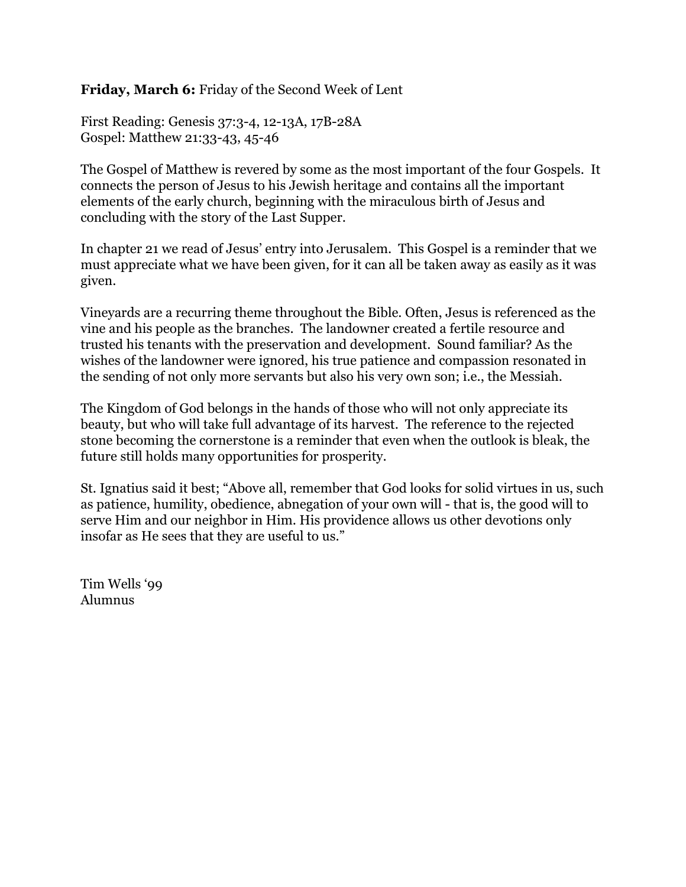**Friday, March 6:** Friday of the Second Week of Lent

First Reading: Genesis 37:3-4, 12-13A, 17B-28A
Gospel: Matthew 21:33-43, 45-46

The Gospel of Matthew is revered by some as the most important of the four Gospels. It connects the person of Jesus to his Jewish heritage and contains all the important elements of the early church, beginning with the miraculous birth of Jesus and concluding with the story of the Last Supper.

In chapter 21 we read of Jesus' entry into Jerusalem. This Gospel is a reminder that we must appreciate what we have been given, for it can all be taken away as easily as it was given.

Vineyards are a recurring theme throughout the Bible. Often, Jesus is referenced as the vine and his people as the branches. The landowner created a fertile resource and trusted his tenants with the preservation and development. Sound familiar? As the wishes of the landowner were ignored, his true patience and compassion resonated in the sending of not only more servants but also his very own son; i.e., the Messiah.

The Kingdom of God belongs in the hands of those who will not only appreciate its beauty, but who will take full advantage of its harvest. The reference to the rejected stone becoming the cornerstone is a reminder that even when the outlook is bleak, the future still holds many opportunities for prosperity.

St. Ignatius said it best; "Above all, remember that God looks for solid virtues in us, such as patience, humility, obedience, abnegation of your own will - that is, the good will to serve Him and our neighbor in Him. His providence allows us other devotions only insofar as He sees that they are useful to us."

Tim Wells '99
Alumnus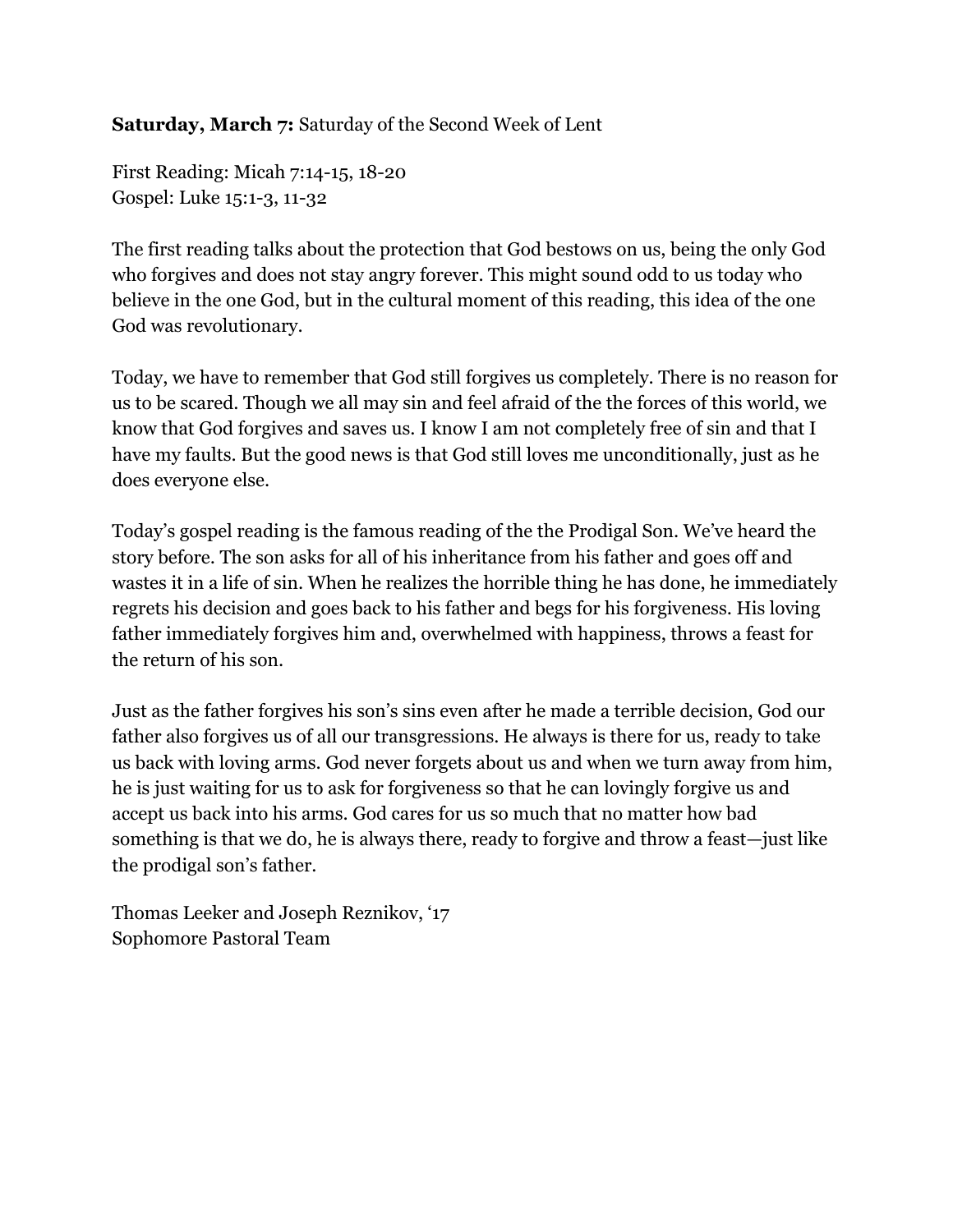**Saturday, March 7:** Saturday of the Second Week of Lent

First Reading: Micah 7:14-15, 18-20
Gospel: Luke 15:1-3, 11-32

The first reading talks about the protection that God bestows on us, being the only God who forgives and does not stay angry forever. This might sound odd to us today who believe in the one God, but in the cultural moment of this reading, this idea of the one God was revolutionary.

Today, we have to remember that God still forgives us completely. There is no reason for us to be scared. Though we all may sin and feel afraid of the the forces of this world, we know that God forgives and saves us. I know I am not completely free of sin and that I have my faults. But the good news is that God still loves me unconditionally, just as he does everyone else.

Today's gospel reading is the famous reading of the the Prodigal Son. We've heard the story before. The son asks for all of his inheritance from his father and goes off and wastes it in a life of sin. When he realizes the horrible thing he has done, he immediately regrets his decision and goes back to his father and begs for his forgiveness. His loving father immediately forgives him and, overwhelmed with happiness, throws a feast for the return of his son.

Just as the father forgives his son's sins even after he made a terrible decision, God our father also forgives us of all our transgressions. He always is there for us, ready to take us back with loving arms. God never forgets about us and when we turn away from him, he is just waiting for us to ask for forgiveness so that he can lovingly forgive us and accept us back into his arms. God cares for us so much that no matter how bad something is that we do, he is always there, ready to forgive and throw a feast—just like the prodigal son's father.

Thomas Leeker and Joseph Reznikov, '17
Sophomore Pastoral Team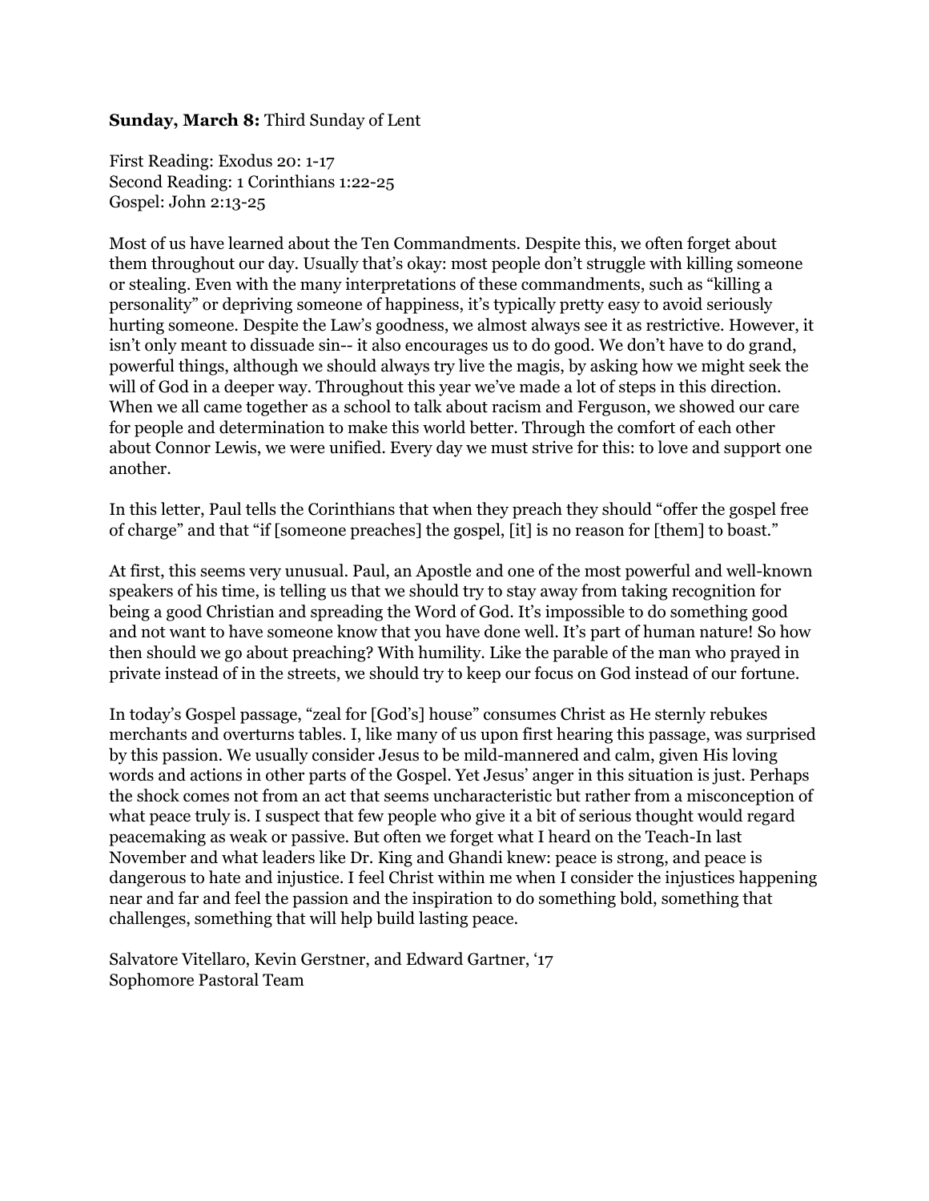**Sunday, March 8:** Third Sunday of Lent

First Reading: Exodus 20: 1-17
Second Reading: 1 Corinthians 1:22-25
Gospel: John 2:13-25

Most of us have learned about the Ten Commandments. Despite this, we often forget about them throughout our day. Usually that's okay: most people don't struggle with killing someone or stealing. Even with the many interpretations of these commandments, such as "killing a personality" or depriving someone of happiness, it's typically pretty easy to avoid seriously hurting someone. Despite the Law's goodness, we almost always see it as restrictive. However, it isn't only meant to dissuade sin-- it also encourages us to do good. We don't have to do grand, powerful things, although we should always try live the magis, by asking how we might seek the will of God in a deeper way. Throughout this year we've made a lot of steps in this direction. When we all came together as a school to talk about racism and Ferguson, we showed our care for people and determination to make this world better. Through the comfort of each other about Connor Lewis, we were unified. Every day we must strive for this: to love and support one another.

In this letter, Paul tells the Corinthians that when they preach they should "offer the gospel free of charge" and that "if [someone preaches] the gospel, [it] is no reason for [them] to boast."

At first, this seems very unusual. Paul, an Apostle and one of the most powerful and well-known speakers of his time, is telling us that we should try to stay away from taking recognition for being a good Christian and spreading the Word of God. It's impossible to do something good and not want to have someone know that you have done well. It's part of human nature! So how then should we go about preaching? With humility. Like the parable of the man who prayed in private instead of in the streets, we should try to keep our focus on God instead of our fortune.

In today's Gospel passage, "zeal for [God's] house" consumes Christ as He sternly rebukes merchants and overturns tables. I, like many of us upon first hearing this passage, was surprised by this passion. We usually consider Jesus to be mild-mannered and calm, given His loving words and actions in other parts of the Gospel. Yet Jesus' anger in this situation is just. Perhaps the shock comes not from an act that seems uncharacteristic but rather from a misconception of what peace truly is. I suspect that few people who give it a bit of serious thought would regard peacemaking as weak or passive. But often we forget what I heard on the Teach-In last November and what leaders like Dr. King and Ghandi knew: peace is strong, and peace is dangerous to hate and injustice. I feel Christ within me when I consider the injustices happening near and far and feel the passion and the inspiration to do something bold, something that challenges, something that will help build lasting peace.

Salvatore Vitellaro, Kevin Gerstner, and Edward Gartner, '17
Sophomore Pastoral Team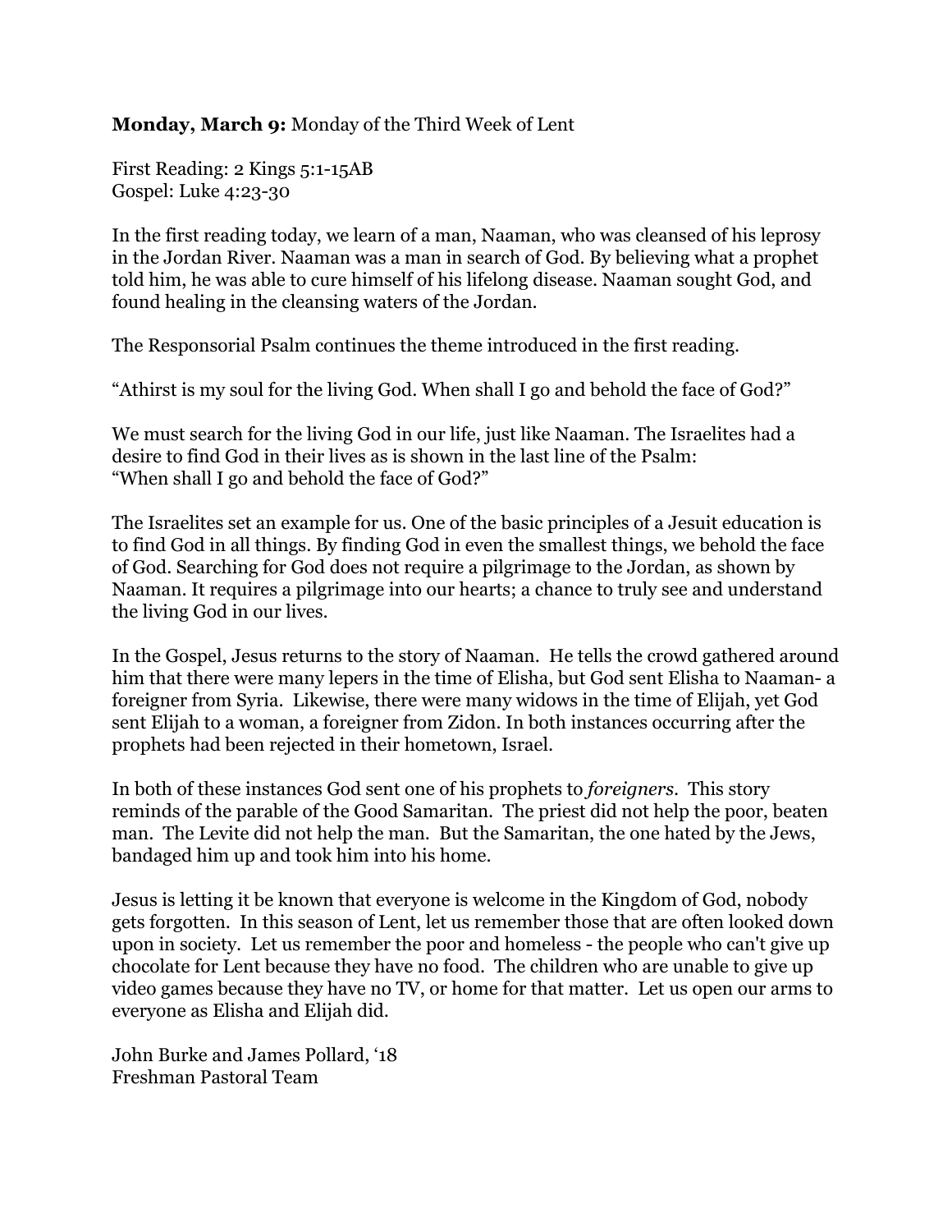**Monday, March 9:** Monday of the Third Week of Lent

First Reading: 2 Kings 5:1-15AB
Gospel: Luke 4:23-30

In the first reading today, we learn of a man, Naaman, who was cleansed of his leprosy in the Jordan River. Naaman was a man in search of God. By believing what a prophet told him, he was able to cure himself of his lifelong disease. Naaman sought God, and found healing in the cleansing waters of the Jordan.

The Responsorial Psalm continues the theme introduced in the first reading.

"Athirst is my soul for the living God. When shall I go and behold the face of God?"

We must search for the living God in our life, just like Naaman. The Israelites had a desire to find God in their lives as is shown in the last line of the Psalm:
"When shall I go and behold the face of God?"

The Israelites set an example for us. One of the basic principles of a Jesuit education is to find God in all things. By finding God in even the smallest things, we behold the face of God. Searching for God does not require a pilgrimage to the Jordan, as shown by Naaman. It requires a pilgrimage into our hearts; a chance to truly see and understand the living God in our lives.

In the Gospel, Jesus returns to the story of Naaman. He tells the crowd gathered around him that there were many lepers in the time of Elisha, but God sent Elisha to Naaman- a foreigner from Syria. Likewise, there were many widows in the time of Elijah, yet God sent Elijah to a woman, a foreigner from Zidon. In both instances occurring after the prophets had been rejected in their hometown, Israel.

In both of these instances God sent one of his prophets to *foreigners*. This story reminds of the parable of the Good Samaritan. The priest did not help the poor, beaten man. The Levite did not help the man. But the Samaritan, the one hated by the Jews, bandaged him up and took him into his home.

Jesus is letting it be known that everyone is welcome in the Kingdom of God, nobody gets forgotten. In this season of Lent, let us remember those that are often looked down upon in society. Let us remember the poor and homeless - the people who can't give up chocolate for Lent because they have no food. The children who are unable to give up video games because they have no TV, or home for that matter. Let us open our arms to everyone as Elisha and Elijah did.

John Burke and James Pollard, '18
Freshman Pastoral Team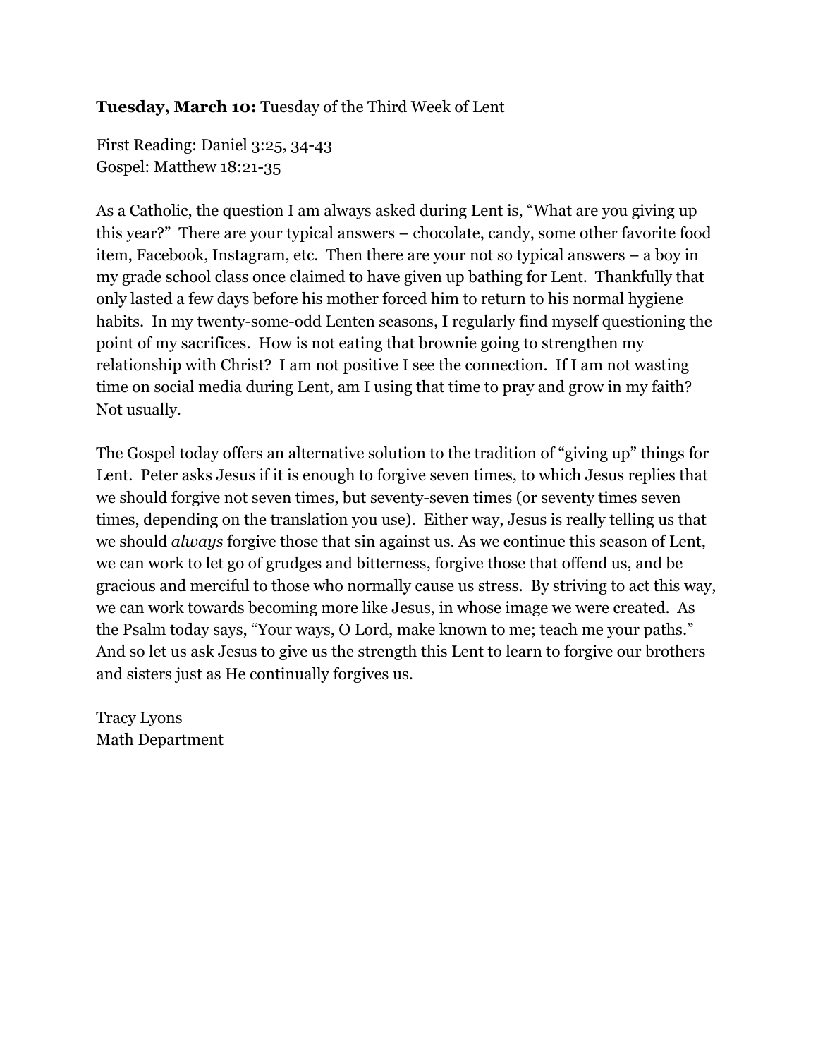**Tuesday, March 10:** Tuesday of the Third Week of Lent

First Reading: Daniel 3:25, 34-43
Gospel: Matthew 18:21-35

As a Catholic, the question I am always asked during Lent is, "What are you giving up this year?" There are your typical answers – chocolate, candy, some other favorite food item, Facebook, Instagram, etc. Then there are your not so typical answers – a boy in my grade school class once claimed to have given up bathing for Lent. Thankfully that only lasted a few days before his mother forced him to return to his normal hygiene habits. In my twenty-some-odd Lenten seasons, I regularly find myself questioning the point of my sacrifices. How is not eating that brownie going to strengthen my relationship with Christ? I am not positive I see the connection. If I am not wasting time on social media during Lent, am I using that time to pray and grow in my faith? Not usually.

The Gospel today offers an alternative solution to the tradition of "giving up" things for Lent. Peter asks Jesus if it is enough to forgive seven times, to which Jesus replies that we should forgive not seven times, but seventy-seven times (or seventy times seven times, depending on the translation you use). Either way, Jesus is really telling us that we should *always* forgive those that sin against us. As we continue this season of Lent, we can work to let go of grudges and bitterness, forgive those that offend us, and be gracious and merciful to those who normally cause us stress. By striving to act this way, we can work towards becoming more like Jesus, in whose image we were created. As the Psalm today says, "Your ways, O Lord, make known to me; teach me your paths." And so let us ask Jesus to give us the strength this Lent to learn to forgive our brothers and sisters just as He continually forgives us.

Tracy Lyons
Math Department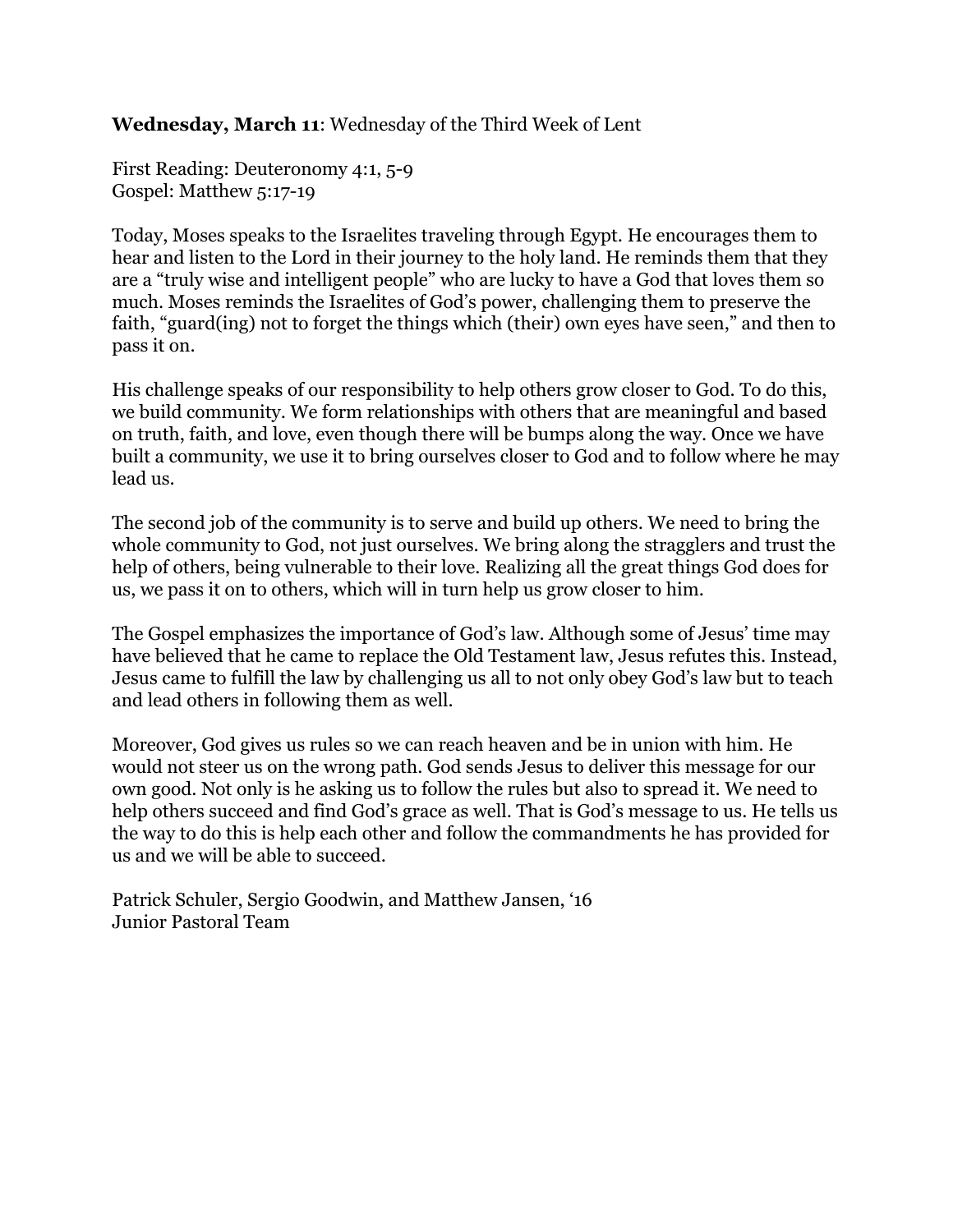**Wednesday, March 11**: Wednesday of the Third Week of Lent

First Reading: Deuteronomy 4:1, 5-9
Gospel: Matthew 5:17-19

Today, Moses speaks to the Israelites traveling through Egypt. He encourages them to hear and listen to the Lord in their journey to the holy land. He reminds them that they are a "truly wise and intelligent people" who are lucky to have a God that loves them so much. Moses reminds the Israelites of God's power, challenging them to preserve the faith, "guard(ing) not to forget the things which (their) own eyes have seen," and then to pass it on.

His challenge speaks of our responsibility to help others grow closer to God. To do this, we build community. We form relationships with others that are meaningful and based on truth, faith, and love, even though there will be bumps along the way. Once we have built a community, we use it to bring ourselves closer to God and to follow where he may lead us.

The second job of the community is to serve and build up others. We need to bring the whole community to God, not just ourselves. We bring along the stragglers and trust the help of others, being vulnerable to their love. Realizing all the great things God does for us, we pass it on to others, which will in turn help us grow closer to him.

The Gospel emphasizes the importance of God's law. Although some of Jesus' time may have believed that he came to replace the Old Testament law, Jesus refutes this. Instead, Jesus came to fulfill the law by challenging us all to not only obey God's law but to teach and lead others in following them as well.

Moreover, God gives us rules so we can reach heaven and be in union with him. He would not steer us on the wrong path. God sends Jesus to deliver this message for our own good. Not only is he asking us to follow the rules but also to spread it. We need to help others succeed and find God's grace as well. That is God's message to us. He tells us the way to do this is help each other and follow the commandments he has provided for us and we will be able to succeed.

Patrick Schuler, Sergio Goodwin, and Matthew Jansen, '16
Junior Pastoral Team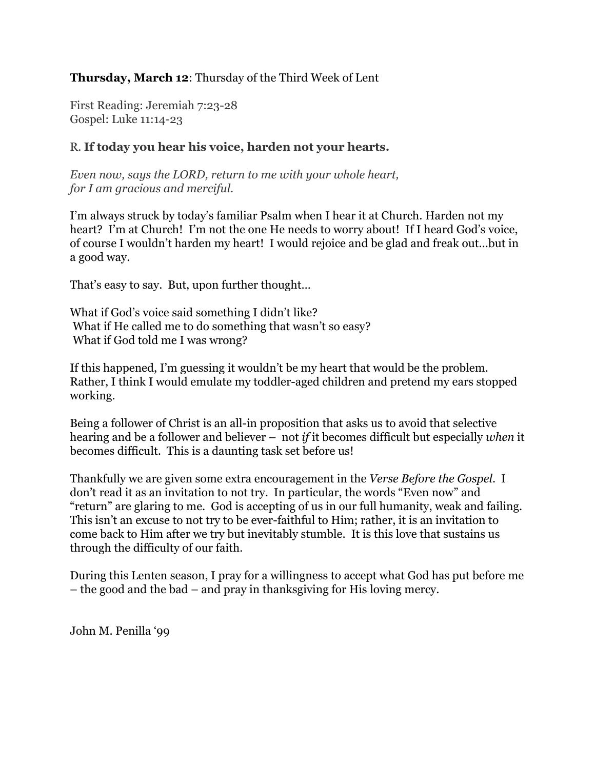**Thursday, March 12**: Thursday of the Third Week of Lent

First Reading: Jeremiah 7:23-28
Gospel: Luke 11:14-23

R. **If today you hear his voice, harden not your hearts.**

*Even now, says the LORD, return to me with your whole heart,*
*for I am gracious and merciful.*

I'm always struck by today's familiar Psalm when I hear it at Church. Harden not my heart? I'm at Church! I'm not the one He needs to worry about! If I heard God's voice, of course I wouldn't harden my heart! I would rejoice and be glad and freak out…but in a good way.

That's easy to say. But, upon further thought…

What if God's voice said something I didn't like?
What if He called me to do something that wasn't so easy?
What if God told me I was wrong?

If this happened, I'm guessing it wouldn't be my heart that would be the problem. Rather, I think I would emulate my toddler-aged children and pretend my ears stopped working.

Being a follower of Christ is an all-in proposition that asks us to avoid that selective hearing and be a follower and believer – not *if* it becomes difficult but especially *when* it becomes difficult. This is a daunting task set before us!

Thankfully we are given some extra encouragement in the *Verse Before the Gospel*. I don't read it as an invitation to not try. In particular, the words "Even now" and "return" are glaring to me. God is accepting of us in our full humanity, weak and failing. This isn't an excuse to not try to be ever-faithful to Him; rather, it is an invitation to come back to Him after we try but inevitably stumble. It is this love that sustains us through the difficulty of our faith.

During this Lenten season, I pray for a willingness to accept what God has put before me – the good and the bad – and pray in thanksgiving for His loving mercy.

John M. Penilla '99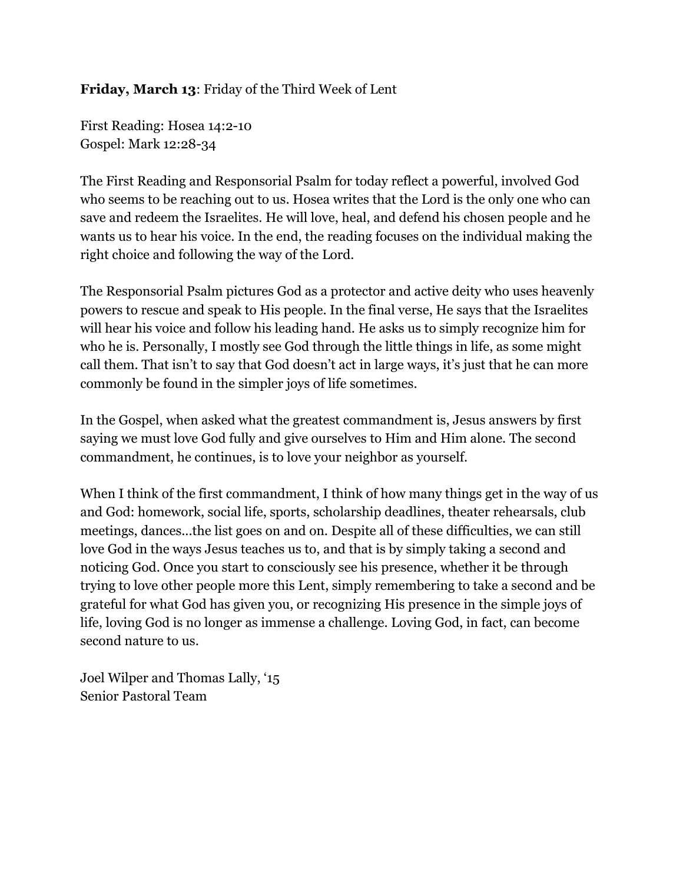**Friday, March 13**: Friday of the Third Week of Lent

First Reading: Hosea 14:2-10
Gospel: Mark 12:28-34

The First Reading and Responsorial Psalm for today reflect a powerful, involved God who seems to be reaching out to us. Hosea writes that the Lord is the only one who can save and redeem the Israelites. He will love, heal, and defend his chosen people and he wants us to hear his voice. In the end, the reading focuses on the individual making the right choice and following the way of the Lord.

The Responsorial Psalm pictures God as a protector and active deity who uses heavenly powers to rescue and speak to His people. In the final verse, He says that the Israelites will hear his voice and follow his leading hand. He asks us to simply recognize him for who he is. Personally, I mostly see God through the little things in life, as some might call them. That isn't to say that God doesn't act in large ways, it's just that he can more commonly be found in the simpler joys of life sometimes.

In the Gospel, when asked what the greatest commandment is, Jesus answers by first saying we must love God fully and give ourselves to Him and Him alone. The second commandment, he continues, is to love your neighbor as yourself.

When I think of the first commandment, I think of how many things get in the way of us and God: homework, social life, sports, scholarship deadlines, theater rehearsals, club meetings, dances…the list goes on and on. Despite all of these difficulties, we can still love God in the ways Jesus teaches us to, and that is by simply taking a second and noticing God. Once you start to consciously see his presence, whether it be through trying to love other people more this Lent, simply remembering to take a second and be grateful for what God has given you, or recognizing His presence in the simple joys of life, loving God is no longer as immense a challenge. Loving God, in fact, can become second nature to us.

Joel Wilper and Thomas Lally, '15
Senior Pastoral Team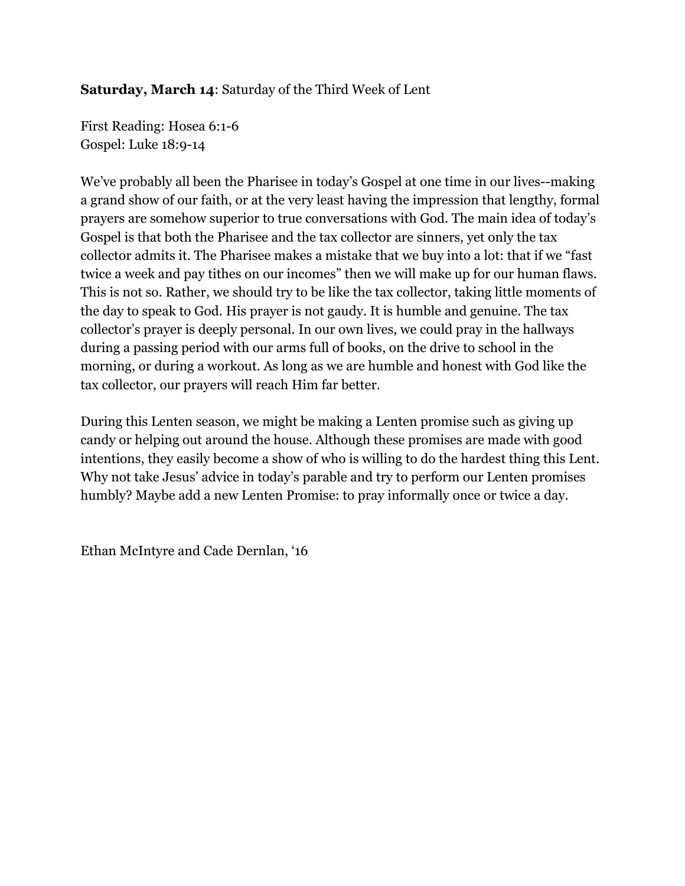**Saturday, March 14**: Saturday of the Third Week of Lent

First Reading: Hosea 6:1-6
Gospel: Luke 18:9-14

We've probably all been the Pharisee in today's Gospel at one time in our lives--making a grand show of our faith, or at the very least having the impression that lengthy, formal prayers are somehow superior to true conversations with God. The main idea of today's Gospel is that both the Pharisee and the tax collector are sinners, yet only the tax collector admits it. The Pharisee makes a mistake that we buy into a lot: that if we "fast twice a week and pay tithes on our incomes" then we will make up for our human flaws. This is not so. Rather, we should try to be like the tax collector, taking little moments of the day to speak to God. His prayer is not gaudy. It is humble and genuine. The tax collector's prayer is deeply personal. In our own lives, we could pray in the hallways during a passing period with our arms full of books, on the drive to school in the morning, or during a workout. As long as we are humble and honest with God like the tax collector, our prayers will reach Him far better.

During this Lenten season, we might be making a Lenten promise such as giving up candy or helping out around the house. Although these promises are made with good intentions, they easily become a show of who is willing to do the hardest thing this Lent. Why not take Jesus' advice in today's parable and try to perform our Lenten promises humbly? Maybe add a new Lenten Promise: to pray informally once or twice a day.

Ethan McIntyre and Cade Dernlan, '16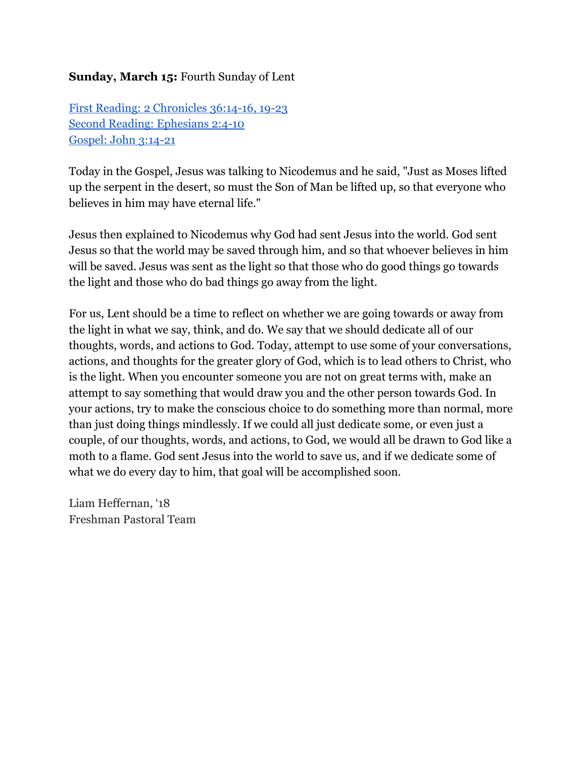**Sunday, March 15:** Fourth Sunday of Lent

First Reading: 2 Chronicles 36:14-16, 19-23
Second Reading: Ephesians 2:4-10
Gospel: John 3:14-21

Today in the Gospel, Jesus was talking to Nicodemus and he said, "Just as Moses lifted up the serpent in the desert, so must the Son of Man be lifted up, so that everyone who believes in him may have eternal life."

Jesus then explained to Nicodemus why God had sent Jesus into the world. God sent Jesus so that the world may be saved through him, and so that whoever believes in him will be saved. Jesus was sent as the light so that those who do good things go towards the light and those who do bad things go away from the light.

For us, Lent should be a time to reflect on whether we are going towards or away from the light in what we say, think, and do. We say that we should dedicate all of our thoughts, words, and actions to God. Today, attempt to use some of your conversations, actions, and thoughts for the greater glory of God, which is to lead others to Christ, who is the light. When you encounter someone you are not on great terms with, make an attempt to say something that would draw you and the other person towards God. In your actions, try to make the conscious choice to do something more than normal, more than just doing things mindlessly. If we could all just dedicate some, or even just a couple, of our thoughts, words, and actions, to God, we would all be drawn to God like a moth to a flame. God sent Jesus into the world to save us, and if we dedicate some of what we do every day to him, that goal will be accomplished soon.

Liam Heffernan, '18
Freshman Pastoral Team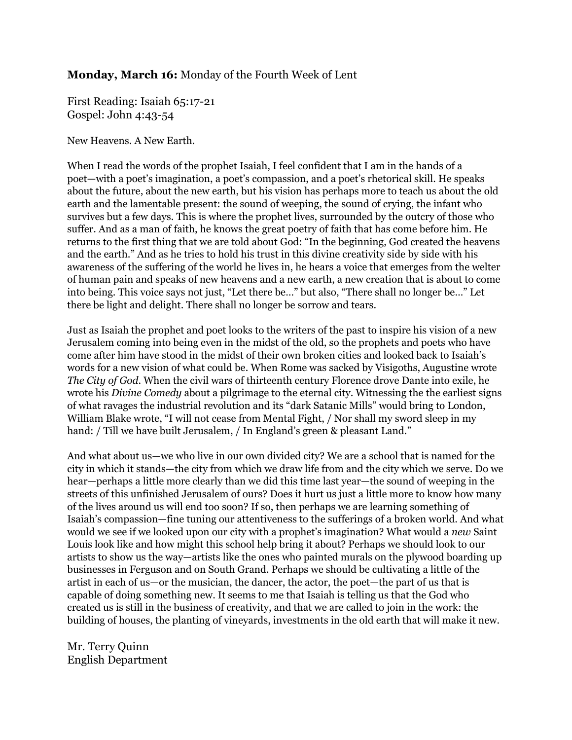**Monday, March 16:** Monday of the Fourth Week of Lent

First Reading: Isaiah 65:17-21
Gospel: John 4:43-54

New Heavens. A New Earth.

When I read the words of the prophet Isaiah, I feel confident that I am in the hands of a poet—with a poet's imagination, a poet's compassion, and a poet's rhetorical skill. He speaks about the future, about the new earth, but his vision has perhaps more to teach us about the old earth and the lamentable present: the sound of weeping, the sound of crying, the infant who survives but a few days. This is where the prophet lives, surrounded by the outcry of those who suffer. And as a man of faith, he knows the great poetry of faith that has come before him. He returns to the first thing that we are told about God: "In the beginning, God created the heavens and the earth." And as he tries to hold his trust in this divine creativity side by side with his awareness of the suffering of the world he lives in, he hears a voice that emerges from the welter of human pain and speaks of new heavens and a new earth, a new creation that is about to come into being. This voice says not just, "Let there be…" but also, "There shall no longer be…" Let there be light and delight. There shall no longer be sorrow and tears.

Just as Isaiah the prophet and poet looks to the writers of the past to inspire his vision of a new Jerusalem coming into being even in the midst of the old, so the prophets and poets who have come after him have stood in the midst of their own broken cities and looked back to Isaiah's words for a new vision of what could be. When Rome was sacked by Visigoths, Augustine wrote *The City of God*. When the civil wars of thirteenth century Florence drove Dante into exile, he wrote his *Divine Comedy* about a pilgrimage to the eternal city. Witnessing the the earliest signs of what ravages the industrial revolution and its "dark Satanic Mills" would bring to London, William Blake wrote, "I will not cease from Mental Fight, / Nor shall my sword sleep in my hand: / Till we have built Jerusalem, / In England's green & pleasant Land."

And what about us—we who live in our own divided city? We are a school that is named for the city in which it stands—the city from which we draw life from and the city which we serve. Do we hear—perhaps a little more clearly than we did this time last year—the sound of weeping in the streets of this unfinished Jerusalem of ours? Does it hurt us just a little more to know how many of the lives around us will end too soon? If so, then perhaps we are learning something of Isaiah's compassion—fine tuning our attentiveness to the sufferings of a broken world. And what would we see if we looked upon our city with a prophet's imagination? What would a *new* Saint Louis look like and how might this school help bring it about? Perhaps we should look to our artists to show us the way—artists like the ones who painted murals on the plywood boarding up businesses in Ferguson and on South Grand. Perhaps we should be cultivating a little of the artist in each of us—or the musician, the dancer, the actor, the poet—the part of us that is capable of doing something new. It seems to me that Isaiah is telling us that the God who created us is still in the business of creativity, and that we are called to join in the work: the building of houses, the planting of vineyards, investments in the old earth that will make it new.

Mr. Terry Quinn
English Department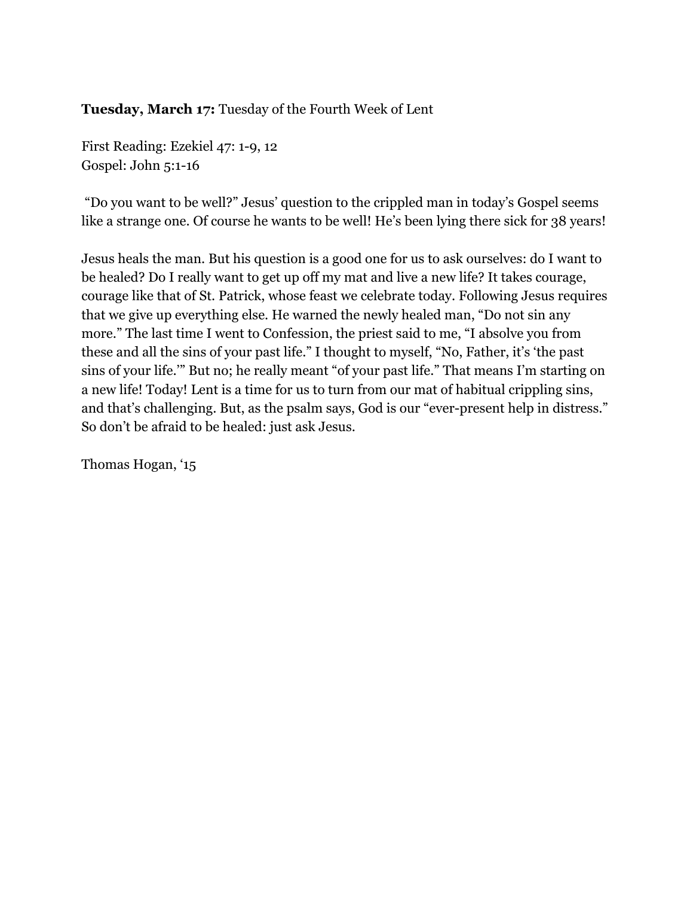**Tuesday, March 17:** Tuesday of the Fourth Week of Lent

First Reading: Ezekiel 47: 1-9, 12
Gospel: John 5:1-16

"Do you want to be well?" Jesus' question to the crippled man in today's Gospel seems like a strange one. Of course he wants to be well! He's been lying there sick for 38 years!

Jesus heals the man. But his question is a good one for us to ask ourselves: do I want to be healed? Do I really want to get up off my mat and live a new life? It takes courage, courage like that of St. Patrick, whose feast we celebrate today. Following Jesus requires that we give up everything else. He warned the newly healed man, "Do not sin any more." The last time I went to Confession, the priest said to me, "I absolve you from these and all the sins of your past life." I thought to myself, "No, Father, it's 'the past sins of your life.'" But no; he really meant "of your past life." That means I'm starting on a new life! Today! Lent is a time for us to turn from our mat of habitual crippling sins, and that's challenging. But, as the psalm says, God is our "ever-present help in distress." So don't be afraid to be healed: just ask Jesus.

Thomas Hogan, '15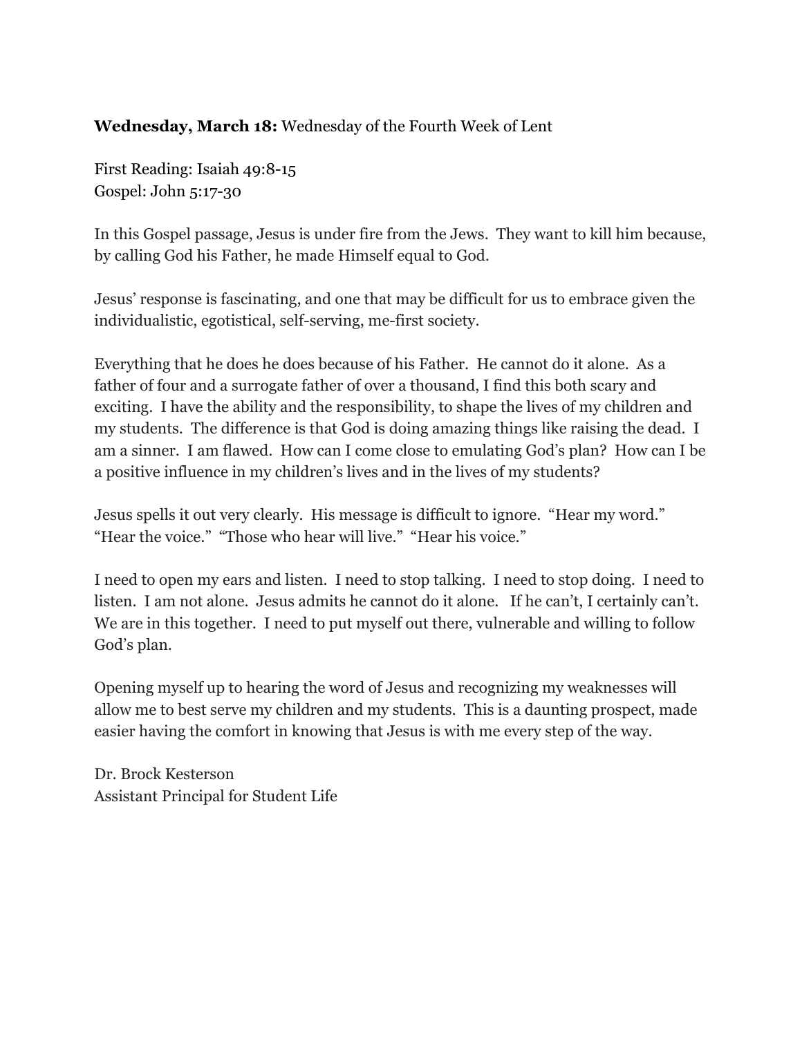**Wednesday, March 18:** Wednesday of the Fourth Week of Lent

First Reading: Isaiah 49:8-15
Gospel: John 5:17-30

In this Gospel passage, Jesus is under fire from the Jews. They want to kill him because, by calling God his Father, he made Himself equal to God.

Jesus' response is fascinating, and one that may be difficult for us to embrace given the individualistic, egotistical, self-serving, me-first society.

Everything that he does he does because of his Father. He cannot do it alone. As a father of four and a surrogate father of over a thousand, I find this both scary and exciting. I have the ability and the responsibility, to shape the lives of my children and my students. The difference is that God is doing amazing things like raising the dead. I am a sinner. I am flawed. How can I come close to emulating God's plan? How can I be a positive influence in my children's lives and in the lives of my students?

Jesus spells it out very clearly. His message is difficult to ignore. "Hear my word." "Hear the voice." "Those who hear will live." "Hear his voice."

I need to open my ears and listen. I need to stop talking. I need to stop doing. I need to listen. I am not alone. Jesus admits he cannot do it alone. If he can't, I certainly can't. We are in this together. I need to put myself out there, vulnerable and willing to follow God's plan.

Opening myself up to hearing the word of Jesus and recognizing my weaknesses will allow me to best serve my children and my students. This is a daunting prospect, made easier having the comfort in knowing that Jesus is with me every step of the way.

Dr. Brock Kesterson
Assistant Principal for Student Life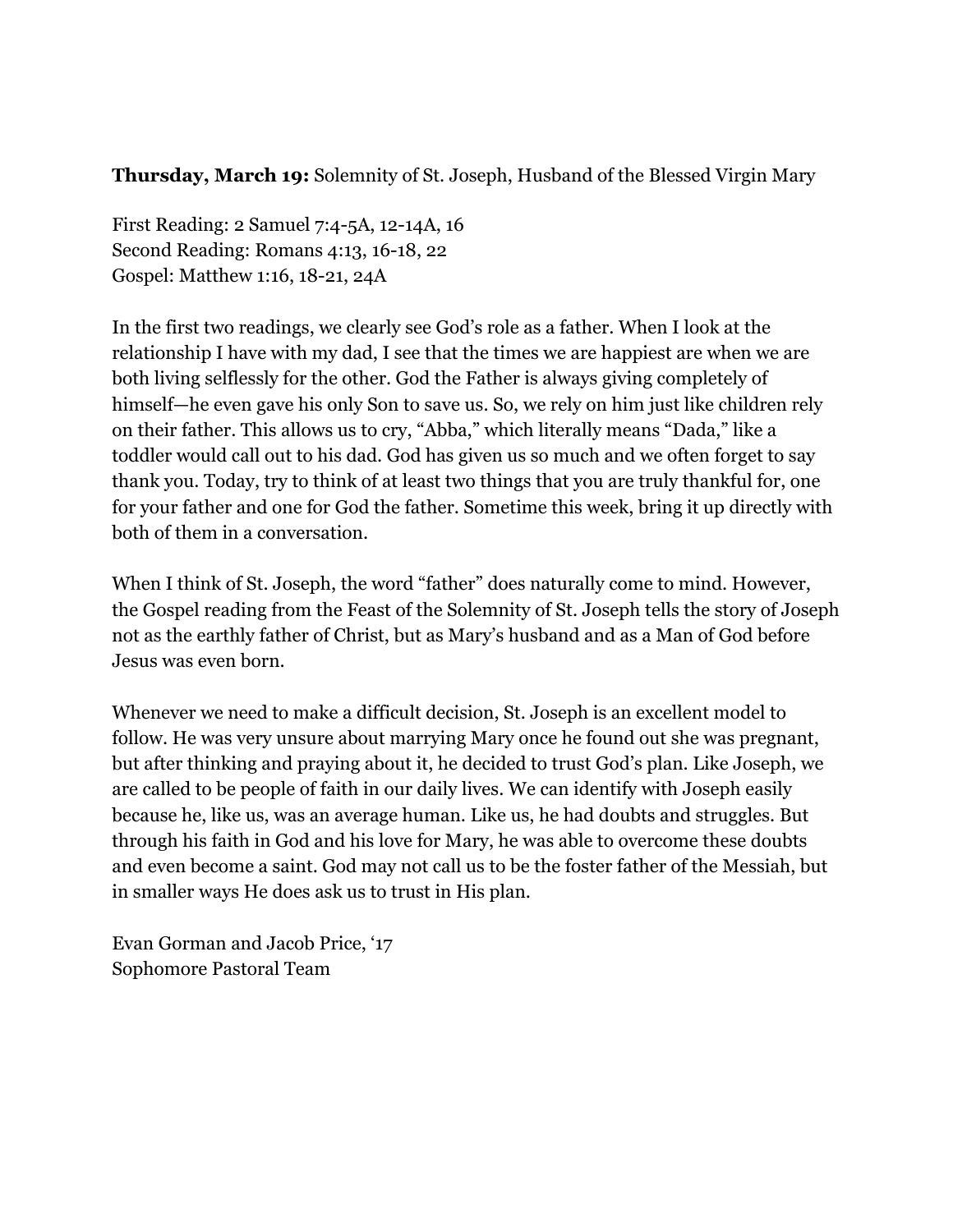**Thursday, March 19:** Solemnity of St. Joseph, Husband of the Blessed Virgin Mary

First Reading: 2 Samuel 7:4-5A, 12-14A, 16
Second Reading: Romans 4:13, 16-18, 22
Gospel: Matthew 1:16, 18-21, 24A

In the first two readings, we clearly see God's role as a father. When I look at the relationship I have with my dad, I see that the times we are happiest are when we are both living selflessly for the other. God the Father is always giving completely of himself—he even gave his only Son to save us. So, we rely on him just like children rely on their father. This allows us to cry, "Abba," which literally means "Dada," like a toddler would call out to his dad. God has given us so much and we often forget to say thank you. Today, try to think of at least two things that you are truly thankful for, one for your father and one for God the father. Sometime this week, bring it up directly with both of them in a conversation.

When I think of St. Joseph, the word "father" does naturally come to mind. However, the Gospel reading from the Feast of the Solemnity of St. Joseph tells the story of Joseph not as the earthly father of Christ, but as Mary's husband and as a Man of God before Jesus was even born.

Whenever we need to make a difficult decision, St. Joseph is an excellent model to follow. He was very unsure about marrying Mary once he found out she was pregnant, but after thinking and praying about it, he decided to trust God's plan. Like Joseph, we are called to be people of faith in our daily lives. We can identify with Joseph easily because he, like us, was an average human. Like us, he had doubts and struggles. But through his faith in God and his love for Mary, he was able to overcome these doubts and even become a saint. God may not call us to be the foster father of the Messiah, but in smaller ways He does ask us to trust in His plan.

Evan Gorman and Jacob Price, '17
Sophomore Pastoral Team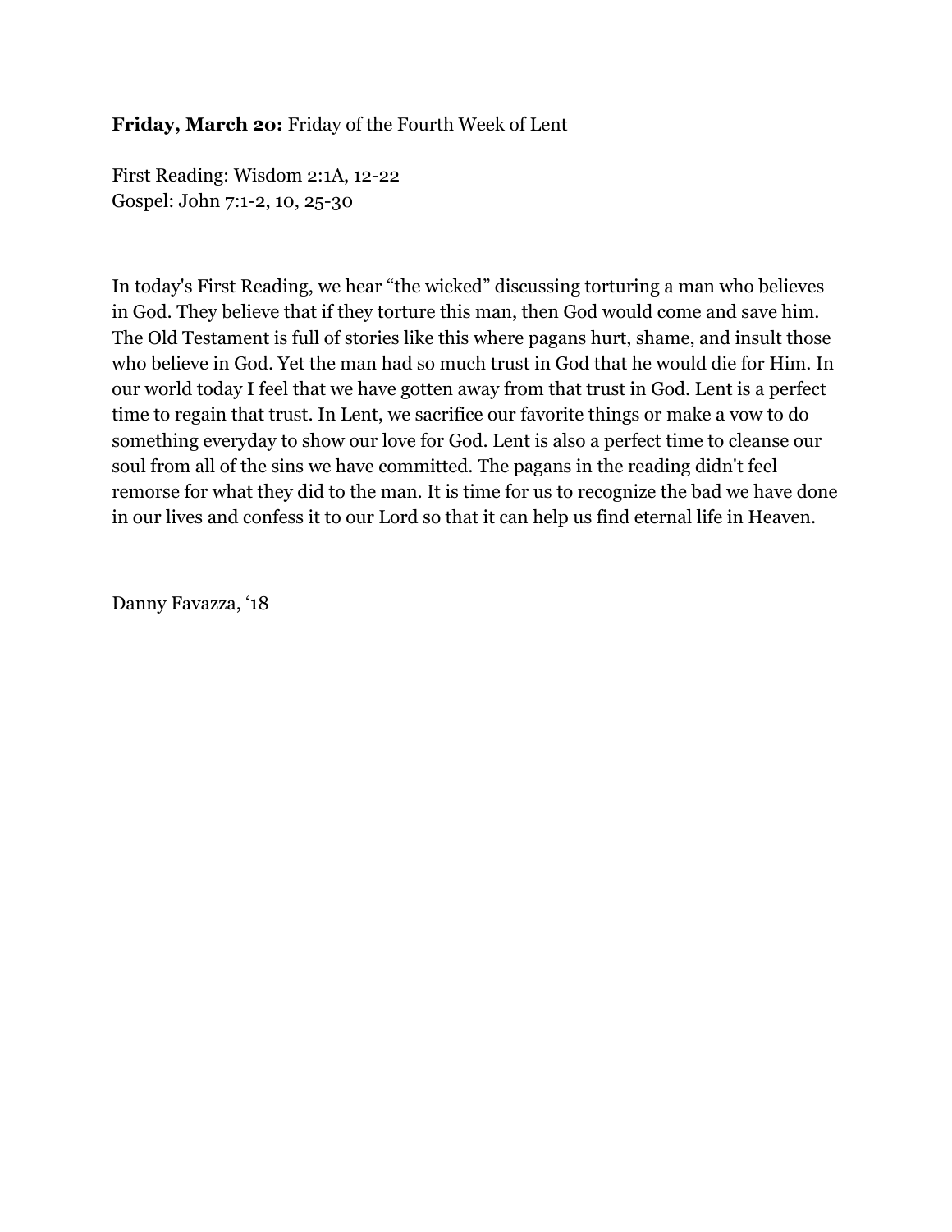**Friday, March 20:** Friday of the Fourth Week of Lent

First Reading: Wisdom 2:1A, 12-22
Gospel: John 7:1-2, 10, 25-30

In today's First Reading, we hear “the wicked” discussing torturing a man who believes in God. They believe that if they torture this man, then God would come and save him. The Old Testament is full of stories like this where pagans hurt, shame, and insult those who believe in God. Yet the man had so much trust in God that he would die for Him. In our world today I feel that we have gotten away from that trust in God. Lent is a perfect time to regain that trust. In Lent, we sacrifice our favorite things or make a vow to do something everyday to show our love for God. Lent is also a perfect time to cleanse our soul from all of the sins we have committed. The pagans in the reading didn't feel remorse for what they did to the man. It is time for us to recognize the bad we have done in our lives and confess it to our Lord so that it can help us find eternal life in Heaven.

Danny Favazza, ‘18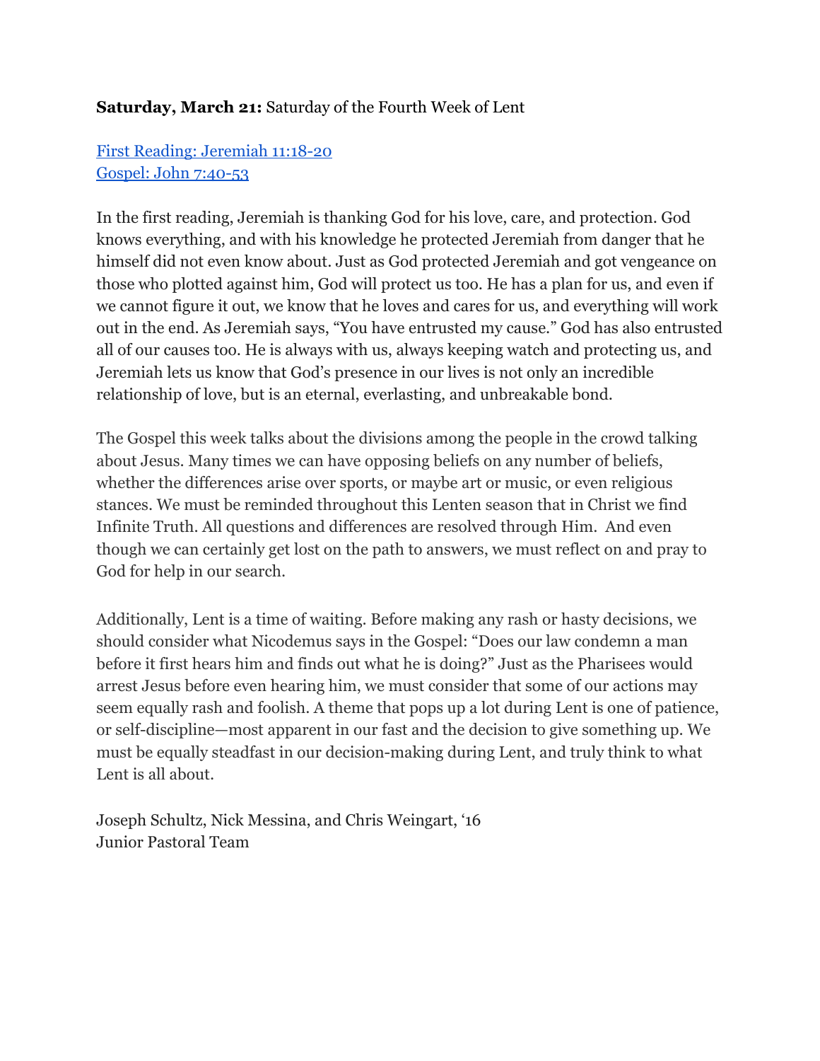**Saturday, March 21:** Saturday of the Fourth Week of Lent

[First Reading: Jeremiah 11:18-20]
[Gospel: John 7:40-53]

In the first reading, Jeremiah is thanking God for his love, care, and protection. God knows everything, and with his knowledge he protected Jeremiah from danger that he himself did not even know about. Just as God protected Jeremiah and got vengeance on those who plotted against him, God will protect us too. He has a plan for us, and even if we cannot figure it out, we know that he loves and cares for us, and everything will work out in the end. As Jeremiah says, "You have entrusted my cause." God has also entrusted all of our causes too. He is always with us, always keeping watch and protecting us, and Jeremiah lets us know that God's presence in our lives is not only an incredible relationship of love, but is an eternal, everlasting, and unbreakable bond.

The Gospel this week talks about the divisions among the people in the crowd talking about Jesus. Many times we can have opposing beliefs on any number of beliefs, whether the differences arise over sports, or maybe art or music, or even religious stances. We must be reminded throughout this Lenten season that in Christ we find Infinite Truth. All questions and differences are resolved through Him. And even though we can certainly get lost on the path to answers, we must reflect on and pray to God for help in our search.

Additionally, Lent is a time of waiting. Before making any rash or hasty decisions, we should consider what Nicodemus says in the Gospel: "Does our law condemn a man before it first hears him and finds out what he is doing?" Just as the Pharisees would arrest Jesus before even hearing him, we must consider that some of our actions may seem equally rash and foolish. A theme that pops up a lot during Lent is one of patience, or self-discipline—most apparent in our fast and the decision to give something up. We must be equally steadfast in our decision-making during Lent, and truly think to what Lent is all about.

Joseph Schultz, Nick Messina, and Chris Weingart, '16
Junior Pastoral Team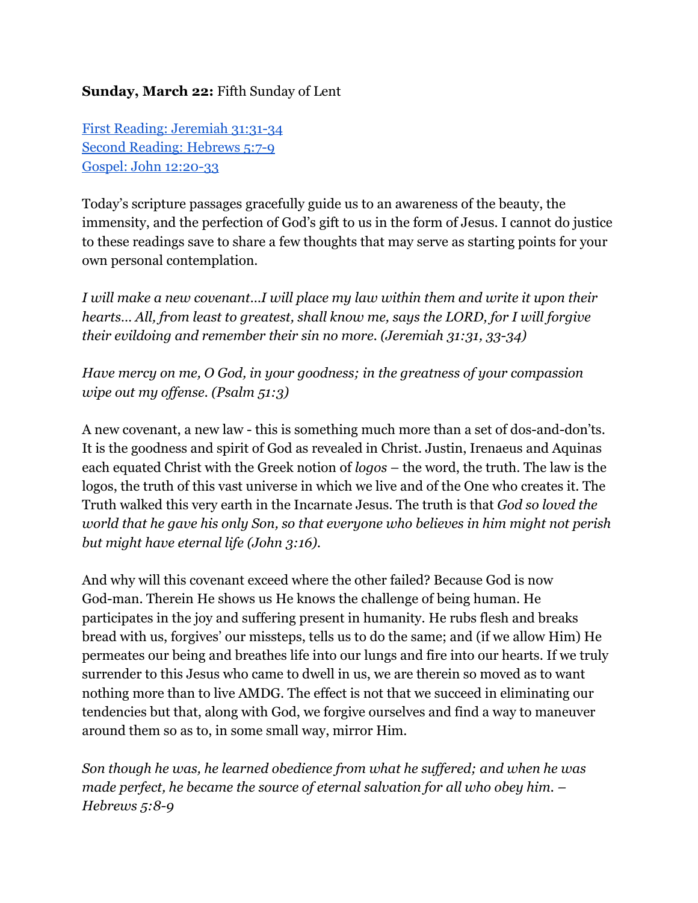**Sunday, March 22:** Fifth Sunday of Lent

[First Reading: Jeremiah 31:31-34](#)
[Second Reading: Hebrews 5:7-9](#)
[Gospel: John 12:20-33](#)

Today's scripture passages gracefully guide us to an awareness of the beauty, the immensity, and the perfection of God's gift to us in the form of Jesus. I cannot do justice to these readings save to share a few thoughts that may serve as starting points for your own personal contemplation.

*I will make a new covenant…I will place my law within them and write it upon their hearts… All, from least to greatest, shall know me, says the LORD, for I will forgive their evildoing and remember their sin no more. (Jeremiah 31:31, 33-34)*

*Have mercy on me, O God, in your goodness; in the greatness of your compassion wipe out my offense. (Psalm 51:3)*

A new covenant, a new law - this is something much more than a set of dos-and-don'ts. It is the goodness and spirit of God as revealed in Christ. Justin, Irenaeus and Aquinas each equated Christ with the Greek notion of *logos* – the word, the truth. The law is the logos, the truth of this vast universe in which we live and of the One who creates it. The Truth walked this very earth in the Incarnate Jesus. The truth is that *God so loved the world that he gave his only Son, so that everyone who believes in him might not perish but might have eternal life (John 3:16).*

And why will this covenant exceed where the other failed? Because God is now God-man. Therein He shows us He knows the challenge of being human. He participates in the joy and suffering present in humanity. He rubs flesh and breaks bread with us, forgives' our missteps, tells us to do the same; and (if we allow Him) He permeates our being and breathes life into our lungs and fire into our hearts. If we truly surrender to this Jesus who came to dwell in us, we are therein so moved as to want nothing more than to live AMDG. The effect is not that we succeed in eliminating our tendencies but that, along with God, we forgive ourselves and find a way to maneuver around them so as to, in some small way, mirror Him.

*Son though he was, he learned obedience from what he suffered; and when he was made perfect, he became the source of eternal salvation for all who obey him. – Hebrews 5:8-9*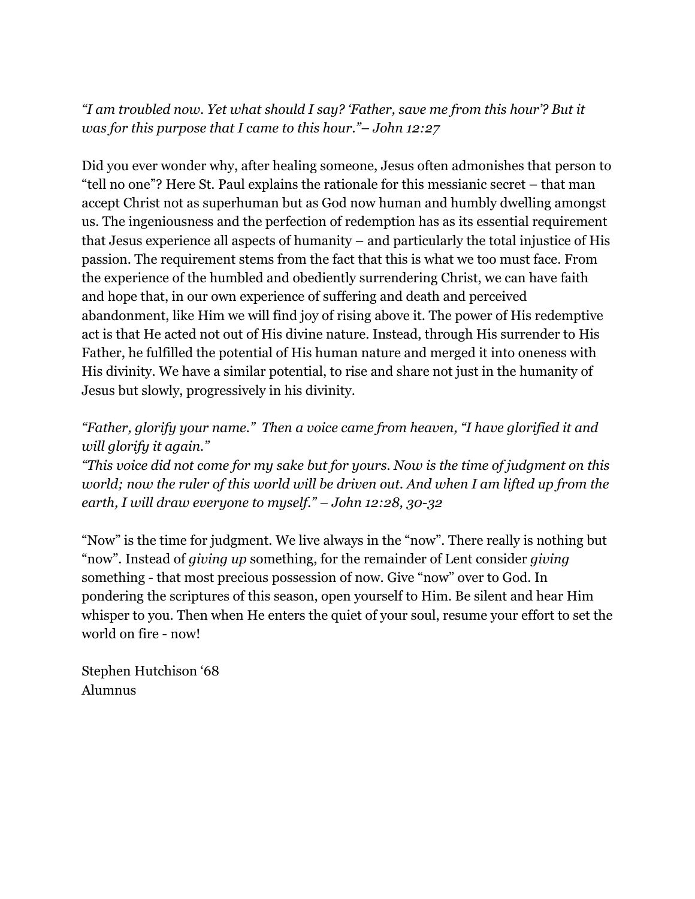*"I am troubled now. Yet what should I say? 'Father, save me from this hour'? But it was for this purpose that I came to this hour."– John 12:27*

Did you ever wonder why, after healing someone, Jesus often admonishes that person to "tell no one"? Here St. Paul explains the rationale for this messianic secret – that man accept Christ not as superhuman but as God now human and humbly dwelling amongst us. The ingeniousness and the perfection of redemption has as its essential requirement that Jesus experience all aspects of humanity – and particularly the total injustice of His passion. The requirement stems from the fact that this is what we too must face. From the experience of the humbled and obediently surrendering Christ, we can have faith and hope that, in our own experience of suffering and death and perceived abandonment, like Him we will find joy of rising above it. The power of His redemptive act is that He acted not out of His divine nature. Instead, through His surrender to His Father, he fulfilled the potential of His human nature and merged it into oneness with His divinity. We have a similar potential, to rise and share not just in the humanity of Jesus but slowly, progressively in his divinity.

*"Father, glorify your name." Then a voice came from heaven, "I have glorified it and will glorify it again."*
*"This voice did not come for my sake but for yours. Now is the time of judgment on this world; now the ruler of this world will be driven out. And when I am lifted up from the earth, I will draw everyone to myself." – John 12:28, 30-32*

"Now" is the time for judgment. We live always in the "now". There really is nothing but "now". Instead of *giving up* something, for the remainder of Lent consider *giving* something - that most precious possession of now. Give "now" over to God. In pondering the scriptures of this season, open yourself to Him. Be silent and hear Him whisper to you. Then when He enters the quiet of your soul, resume your effort to set the world on fire - now!

Stephen Hutchison '68
Alumnus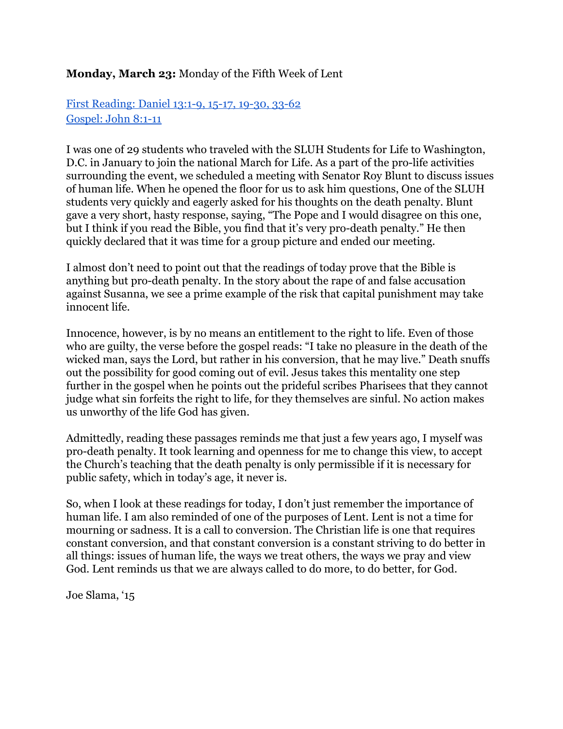**Monday, March 23:** Monday of the Fifth Week of Lent

[First Reading: Daniel 13:1-9, 15-17, 19-30, 33-62]
[Gospel: John 8:1-11]

I was one of 29 students who traveled with the SLUH Students for Life to Washington, D.C. in January to join the national March for Life. As a part of the pro-life activities surrounding the event, we scheduled a meeting with Senator Roy Blunt to discuss issues of human life. When he opened the floor for us to ask him questions, One of the SLUH students very quickly and eagerly asked for his thoughts on the death penalty. Blunt gave a very short, hasty response, saying, "The Pope and I would disagree on this one, but I think if you read the Bible, you find that it's very pro-death penalty." He then quickly declared that it was time for a group picture and ended our meeting.

I almost don't need to point out that the readings of today prove that the Bible is anything but pro-death penalty. In the story about the rape of and false accusation against Susanna, we see a prime example of the risk that capital punishment may take innocent life.

Innocence, however, is by no means an entitlement to the right to life. Even of those who are guilty, the verse before the gospel reads: "I take no pleasure in the death of the wicked man, says the Lord, but rather in his conversion, that he may live." Death snuffs out the possibility for good coming out of evil. Jesus takes this mentality one step further in the gospel when he points out the prideful scribes Pharisees that they cannot judge what sin forfeits the right to life, for they themselves are sinful. No action makes us unworthy of the life God has given.

Admittedly, reading these passages reminds me that just a few years ago, I myself was pro-death penalty. It took learning and openness for me to change this view, to accept the Church's teaching that the death penalty is only permissible if it is necessary for public safety, which in today's age, it never is.

So, when I look at these readings for today, I don't just remember the importance of human life. I am also reminded of one of the purposes of Lent. Lent is not a time for mourning or sadness. It is a call to conversion. The Christian life is one that requires constant conversion, and that constant conversion is a constant striving to do better in all things: issues of human life, the ways we treat others, the ways we pray and view God. Lent reminds us that we are always called to do more, to do better, for God.

Joe Slama, '15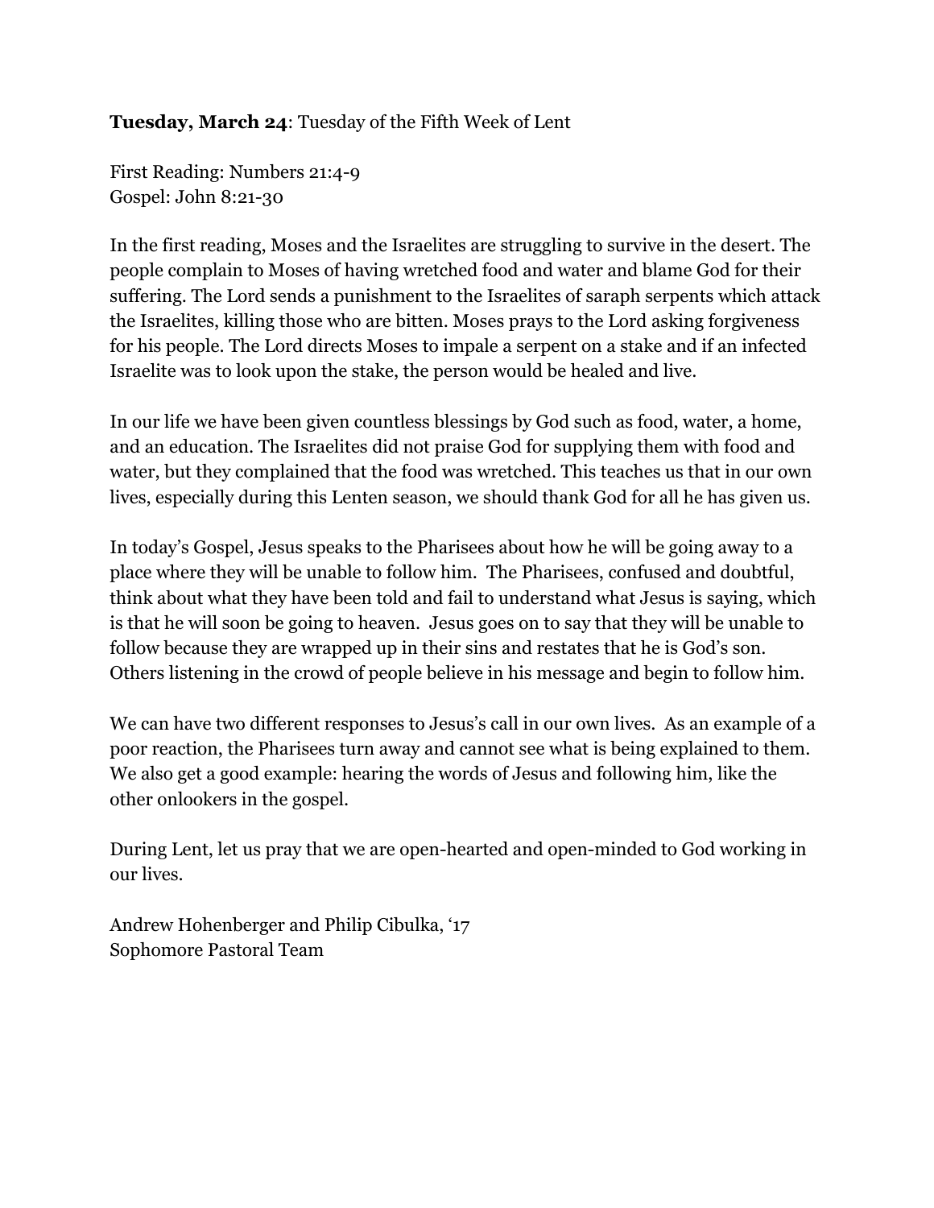**Tuesday, March 24**: Tuesday of the Fifth Week of Lent

First Reading: Numbers 21:4-9
Gospel: John 8:21-30

In the first reading, Moses and the Israelites are struggling to survive in the desert. The people complain to Moses of having wretched food and water and blame God for their suffering. The Lord sends a punishment to the Israelites of saraph serpents which attack the Israelites, killing those who are bitten. Moses prays to the Lord asking forgiveness for his people. The Lord directs Moses to impale a serpent on a stake and if an infected Israelite was to look upon the stake, the person would be healed and live.

In our life we have been given countless blessings by God such as food, water, a home, and an education. The Israelites did not praise God for supplying them with food and water, but they complained that the food was wretched. This teaches us that in our own lives, especially during this Lenten season, we should thank God for all he has given us.

In today's Gospel, Jesus speaks to the Pharisees about how he will be going away to a place where they will be unable to follow him. The Pharisees, confused and doubtful, think about what they have been told and fail to understand what Jesus is saying, which is that he will soon be going to heaven. Jesus goes on to say that they will be unable to follow because they are wrapped up in their sins and restates that he is God's son. Others listening in the crowd of people believe in his message and begin to follow him.

We can have two different responses to Jesus's call in our own lives. As an example of a poor reaction, the Pharisees turn away and cannot see what is being explained to them. We also get a good example: hearing the words of Jesus and following him, like the other onlookers in the gospel.

During Lent, let us pray that we are open-hearted and open-minded to God working in our lives.

Andrew Hohenberger and Philip Cibulka, '17
Sophomore Pastoral Team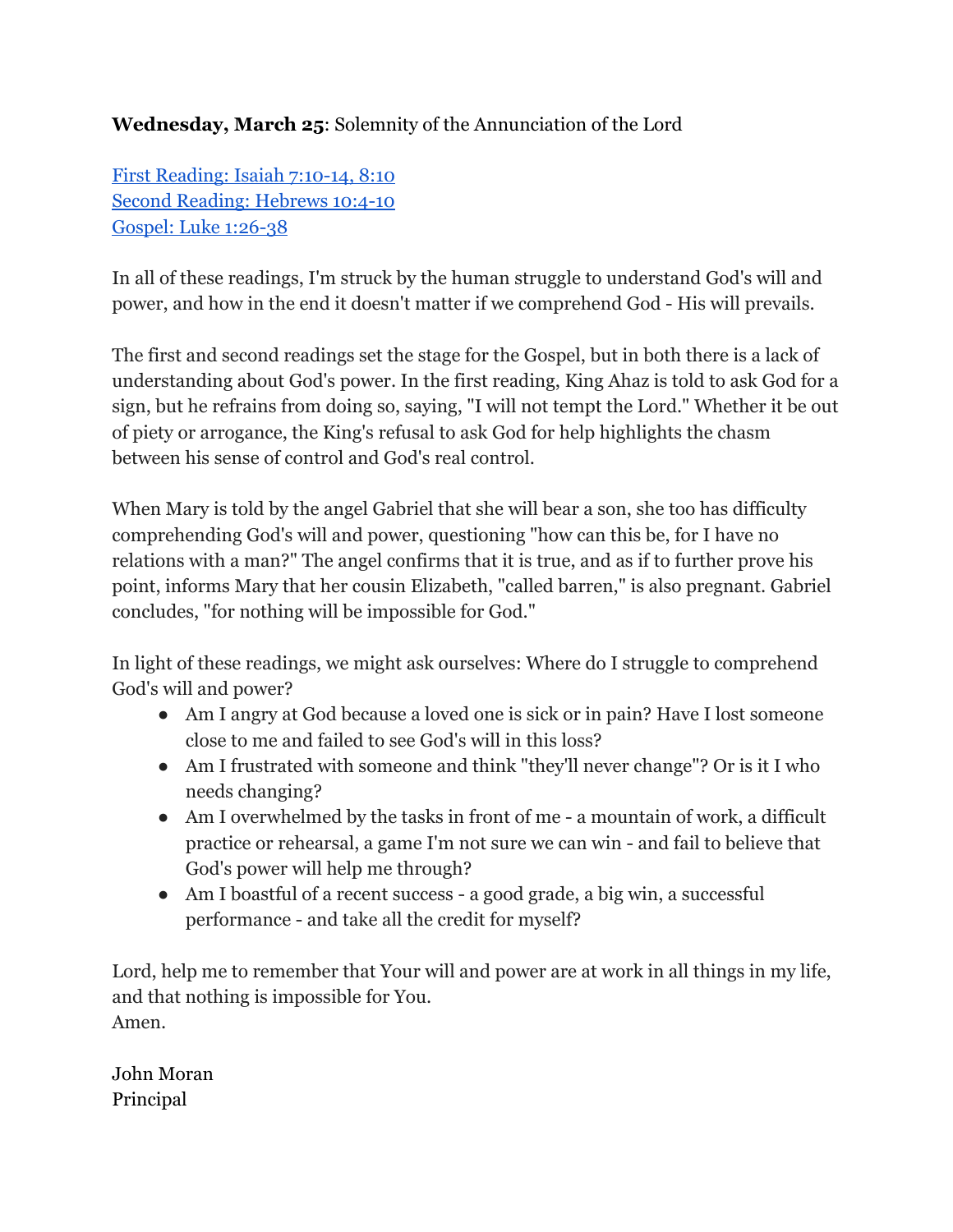**Wednesday, March 25**: Solemnity of the Annunciation of the Lord

First Reading: Isaiah 7:10-14, 8:10
Second Reading: Hebrews 10:4-10
Gospel: Luke 1:26-38

In all of these readings, I'm struck by the human struggle to understand God's will and power, and how in the end it doesn't matter if we comprehend God - His will prevails.

The first and second readings set the stage for the Gospel, but in both there is a lack of understanding about God's power. In the first reading, King Ahaz is told to ask God for a sign, but he refrains from doing so, saying, "I will not tempt the Lord." Whether it be out of piety or arrogance, the King's refusal to ask God for help highlights the chasm between his sense of control and God's real control.

When Mary is told by the angel Gabriel that she will bear a son, she too has difficulty comprehending God's will and power, questioning "how can this be, for I have no relations with a man?" The angel confirms that it is true, and as if to further prove his point, informs Mary that her cousin Elizabeth, "called barren," is also pregnant. Gabriel concludes, "for nothing will be impossible for God."

In light of these readings, we might ask ourselves: Where do I struggle to comprehend God's will and power?

- Am I angry at God because a loved one is sick or in pain? Have I lost someone close to me and failed to see God's will in this loss?
- Am I frustrated with someone and think "they'll never change"? Or is it I who needs changing?
- Am I overwhelmed by the tasks in front of me - a mountain of work, a difficult practice or rehearsal, a game I'm not sure we can win - and fail to believe that God's power will help me through?
- Am I boastful of a recent success - a good grade, a big win, a successful performance - and take all the credit for myself?

Lord, help me to remember that Your will and power are at work in all things in my life, and that nothing is impossible for You.
Amen.

John Moran
Principal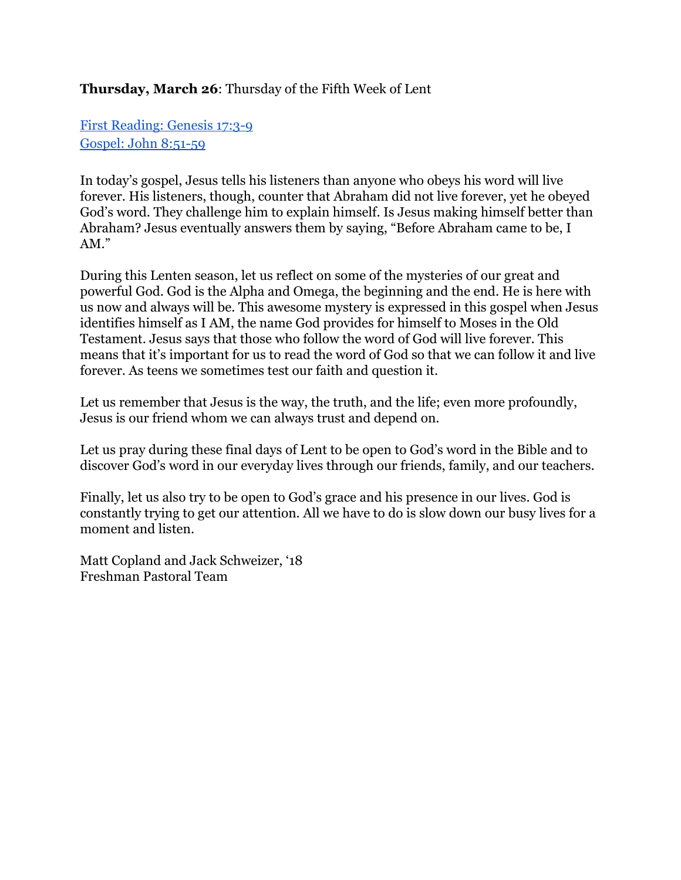**Thursday, March 26**: Thursday of the Fifth Week of Lent

First Reading: Genesis 17:3-9
Gospel: John 8:51-59

In today's gospel, Jesus tells his listeners than anyone who obeys his word will live forever. His listeners, though, counter that Abraham did not live forever, yet he obeyed God's word. They challenge him to explain himself. Is Jesus making himself better than Abraham? Jesus eventually answers them by saying, "Before Abraham came to be, I AM."

During this Lenten season, let us reflect on some of the mysteries of our great and powerful God. God is the Alpha and Omega, the beginning and the end. He is here with us now and always will be. This awesome mystery is expressed in this gospel when Jesus identifies himself as I AM, the name God provides for himself to Moses in the Old Testament. Jesus says that those who follow the word of God will live forever. This means that it's important for us to read the word of God so that we can follow it and live forever. As teens we sometimes test our faith and question it.

Let us remember that Jesus is the way, the truth, and the life; even more profoundly, Jesus is our friend whom we can always trust and depend on.

Let us pray during these final days of Lent to be open to God's word in the Bible and to discover God's word in our everyday lives through our friends, family, and our teachers.

Finally, let us also try to be open to God's grace and his presence in our lives. God is constantly trying to get our attention. All we have to do is slow down our busy lives for a moment and listen.

Matt Copland and Jack Schweizer, '18
Freshman Pastoral Team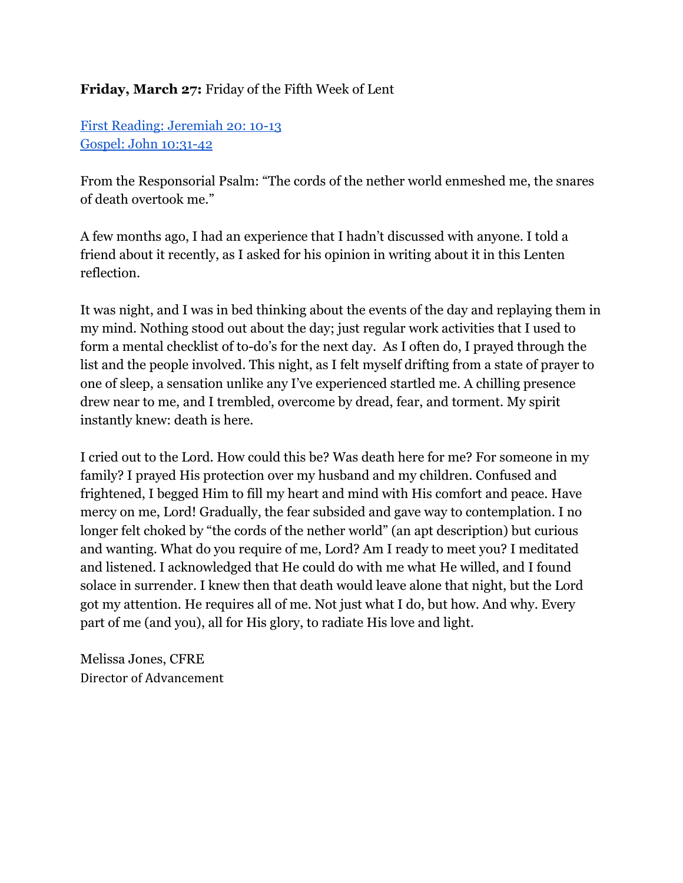**Friday, March 27:** Friday of the Fifth Week of Lent

[First Reading: Jeremiah 20: 10-13]
[Gospel: John 10:31-42]

From the Responsorial Psalm: "The cords of the nether world enmeshed me, the snares of death overtook me."

A few months ago, I had an experience that I hadn't discussed with anyone. I told a friend about it recently, as I asked for his opinion in writing about it in this Lenten reflection.

It was night, and I was in bed thinking about the events of the day and replaying them in my mind. Nothing stood out about the day; just regular work activities that I used to form a mental checklist of to-do's for the next day. As I often do, I prayed through the list and the people involved. This night, as I felt myself drifting from a state of prayer to one of sleep, a sensation unlike any I've experienced startled me. A chilling presence drew near to me, and I trembled, overcome by dread, fear, and torment. My spirit instantly knew: death is here.

I cried out to the Lord. How could this be? Was death here for me? For someone in my family? I prayed His protection over my husband and my children. Confused and frightened, I begged Him to fill my heart and mind with His comfort and peace. Have mercy on me, Lord! Gradually, the fear subsided and gave way to contemplation. I no longer felt choked by "the cords of the nether world" (an apt description) but curious and wanting. What do you require of me, Lord? Am I ready to meet you? I meditated and listened. I acknowledged that He could do with me what He willed, and I found solace in surrender. I knew then that death would leave alone that night, but the Lord got my attention. He requires all of me. Not just what I do, but how. And why. Every part of me (and you), all for His glory, to radiate His love and light.

Melissa Jones, CFRE
Director of Advancement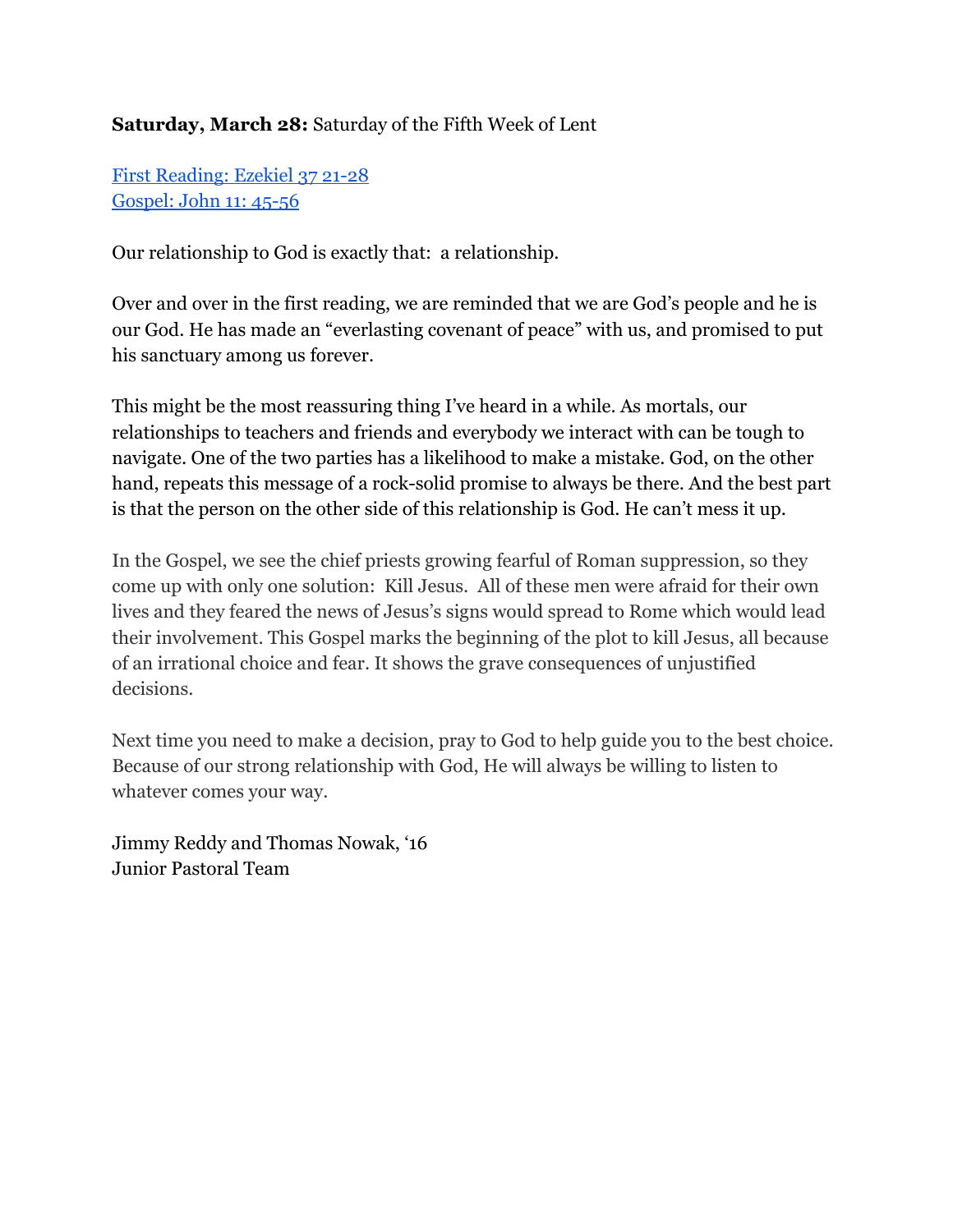**Saturday, March 28:** Saturday of the Fifth Week of Lent

[First Reading: Ezekiel 37 21-28]
[Gospel: John 11: 45-56]

Our relationship to God is exactly that:  a relationship.

Over and over in the first reading, we are reminded that we are God's people and he is our God. He has made an "everlasting covenant of peace" with us, and promised to put his sanctuary among us forever.

This might be the most reassuring thing I've heard in a while. As mortals, our relationships to teachers and friends and everybody we interact with can be tough to navigate. One of the two parties has a likelihood to make a mistake. God, on the other hand, repeats this message of a rock-solid promise to always be there. And the best part is that the person on the other side of this relationship is God. He can't mess it up.

In the Gospel, we see the chief priests growing fearful of Roman suppression, so they come up with only one solution:  Kill Jesus.  All of these men were afraid for their own lives and they feared the news of Jesus's signs would spread to Rome which would lead their involvement. This Gospel marks the beginning of the plot to kill Jesus, all because of an irrational choice and fear. It shows the grave consequences of unjustified decisions.

Next time you need to make a decision, pray to God to help guide you to the best choice. Because of our strong relationship with God, He will always be willing to listen to whatever comes your way.

Jimmy Reddy and Thomas Nowak, '16
Junior Pastoral Team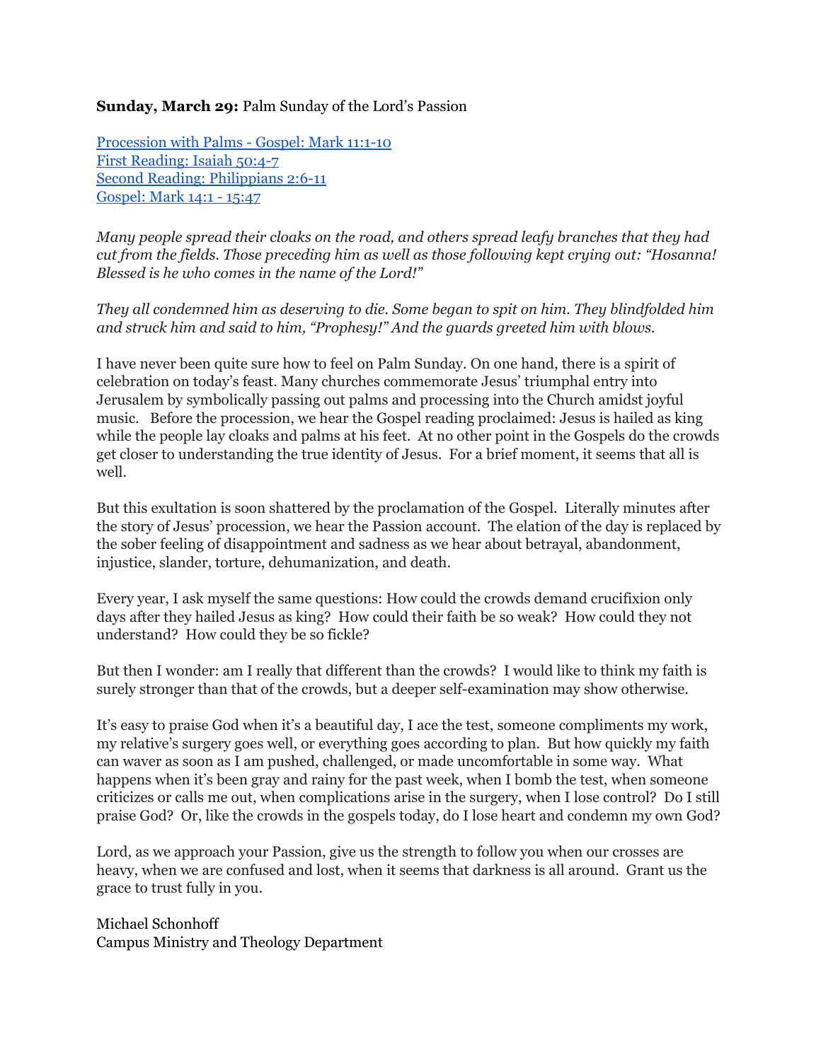**Sunday, March 29:** Palm Sunday of the Lord's Passion

Procession with Palms - Gospel: Mark 11:1-10
First Reading: Isaiah 50:4-7
Second Reading: Philippians 2:6-11
Gospel: Mark 14:1 - 15:47

*Many people spread their cloaks on the road, and others spread leafy branches that they had cut from the fields. Those preceding him as well as those following kept crying out: "Hosanna! Blessed is he who comes in the name of the Lord!"*

*They all condemned him as deserving to die. Some began to spit on him. They blindfolded him and struck him and said to him, "Prophesy!" And the guards greeted him with blows.*

I have never been quite sure how to feel on Palm Sunday. On one hand, there is a spirit of celebration on today's feast. Many churches commemorate Jesus' triumphal entry into Jerusalem by symbolically passing out palms and processing into the Church amidst joyful music. Before the procession, we hear the Gospel reading proclaimed: Jesus is hailed as king while the people lay cloaks and palms at his feet. At no other point in the Gospels do the crowds get closer to understanding the true identity of Jesus. For a brief moment, it seems that all is well.

But this exultation is soon shattered by the proclamation of the Gospel. Literally minutes after the story of Jesus' procession, we hear the Passion account. The elation of the day is replaced by the sober feeling of disappointment and sadness as we hear about betrayal, abandonment, injustice, slander, torture, dehumanization, and death.

Every year, I ask myself the same questions: How could the crowds demand crucifixion only days after they hailed Jesus as king? How could their faith be so weak? How could they not understand? How could they be so fickle?

But then I wonder: am I really that different than the crowds? I would like to think my faith is surely stronger than that of the crowds, but a deeper self-examination may show otherwise.

It's easy to praise God when it's a beautiful day, I ace the test, someone compliments my work, my relative's surgery goes well, or everything goes according to plan. But how quickly my faith can waver as soon as I am pushed, challenged, or made uncomfortable in some way. What happens when it's been gray and rainy for the past week, when I bomb the test, when someone criticizes or calls me out, when complications arise in the surgery, when I lose control? Do I still praise God? Or, like the crowds in the gospels today, do I lose heart and condemn my own God?

Lord, as we approach your Passion, give us the strength to follow you when our crosses are heavy, when we are confused and lost, when it seems that darkness is all around. Grant us the grace to trust fully in you.

Michael Schonhoff
Campus Ministry and Theology Department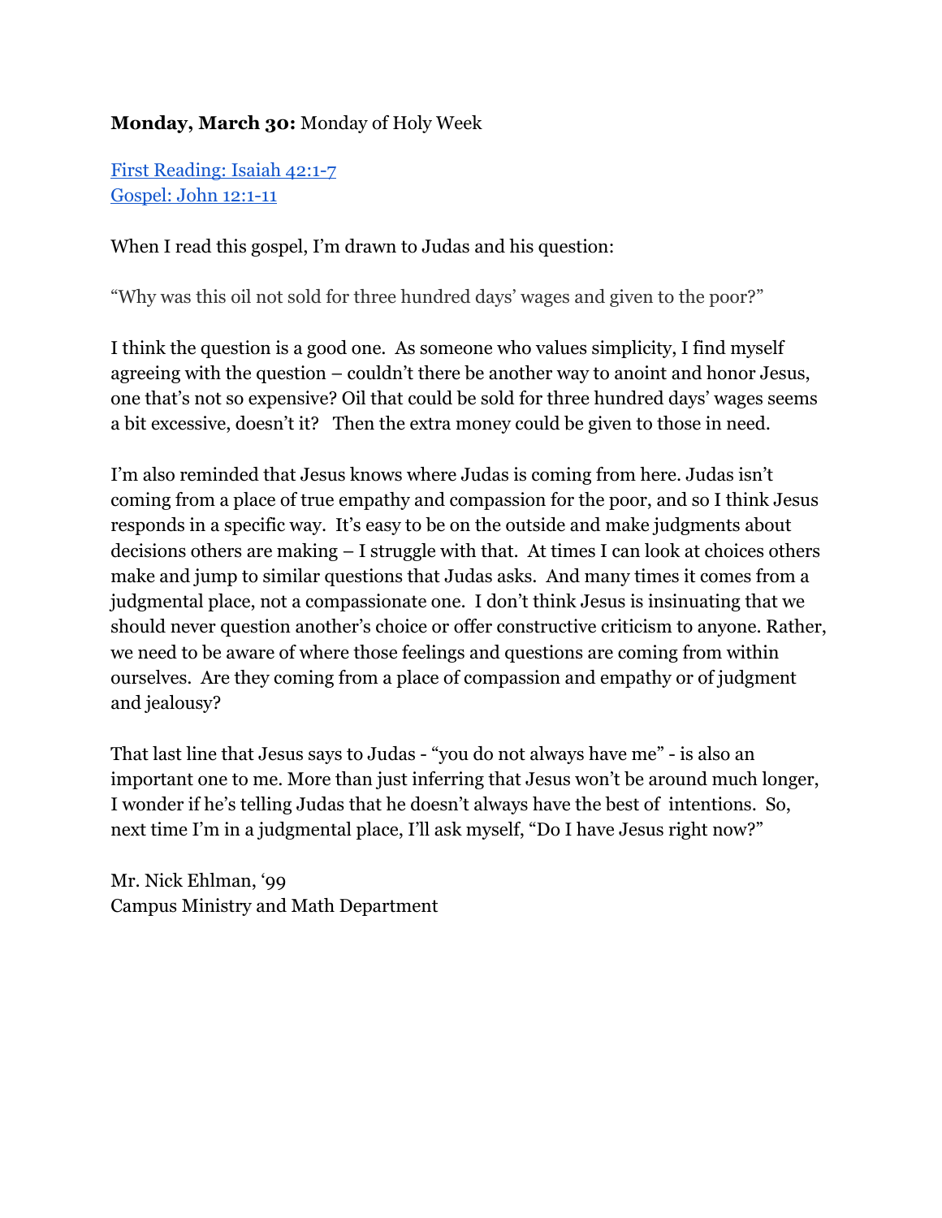**Monday, March 30:** Monday of Holy Week

[First Reading: Isaiah 42:1-7](#)
[Gospel: John 12:1-11](#)

When I read this gospel, I'm drawn to Judas and his question:

"Why was this oil not sold for three hundred days' wages and given to the poor?"

I think the question is a good one. As someone who values simplicity, I find myself agreeing with the question – couldn't there be another way to anoint and honor Jesus, one that's not so expensive? Oil that could be sold for three hundred days' wages seems a bit excessive, doesn't it? Then the extra money could be given to those in need.

I'm also reminded that Jesus knows where Judas is coming from here. Judas isn't coming from a place of true empathy and compassion for the poor, and so I think Jesus responds in a specific way. It's easy to be on the outside and make judgments about decisions others are making – I struggle with that. At times I can look at choices others make and jump to similar questions that Judas asks. And many times it comes from a judgmental place, not a compassionate one. I don't think Jesus is insinuating that we should never question another's choice or offer constructive criticism to anyone. Rather, we need to be aware of where those feelings and questions are coming from within ourselves. Are they coming from a place of compassion and empathy or of judgment and jealousy?

That last line that Jesus says to Judas - "you do not always have me" - is also an important one to me. More than just inferring that Jesus won't be around much longer, I wonder if he's telling Judas that he doesn't always have the best of intentions. So, next time I'm in a judgmental place, I'll ask myself, "Do I have Jesus right now?"

Mr. Nick Ehlman, '99
Campus Ministry and Math Department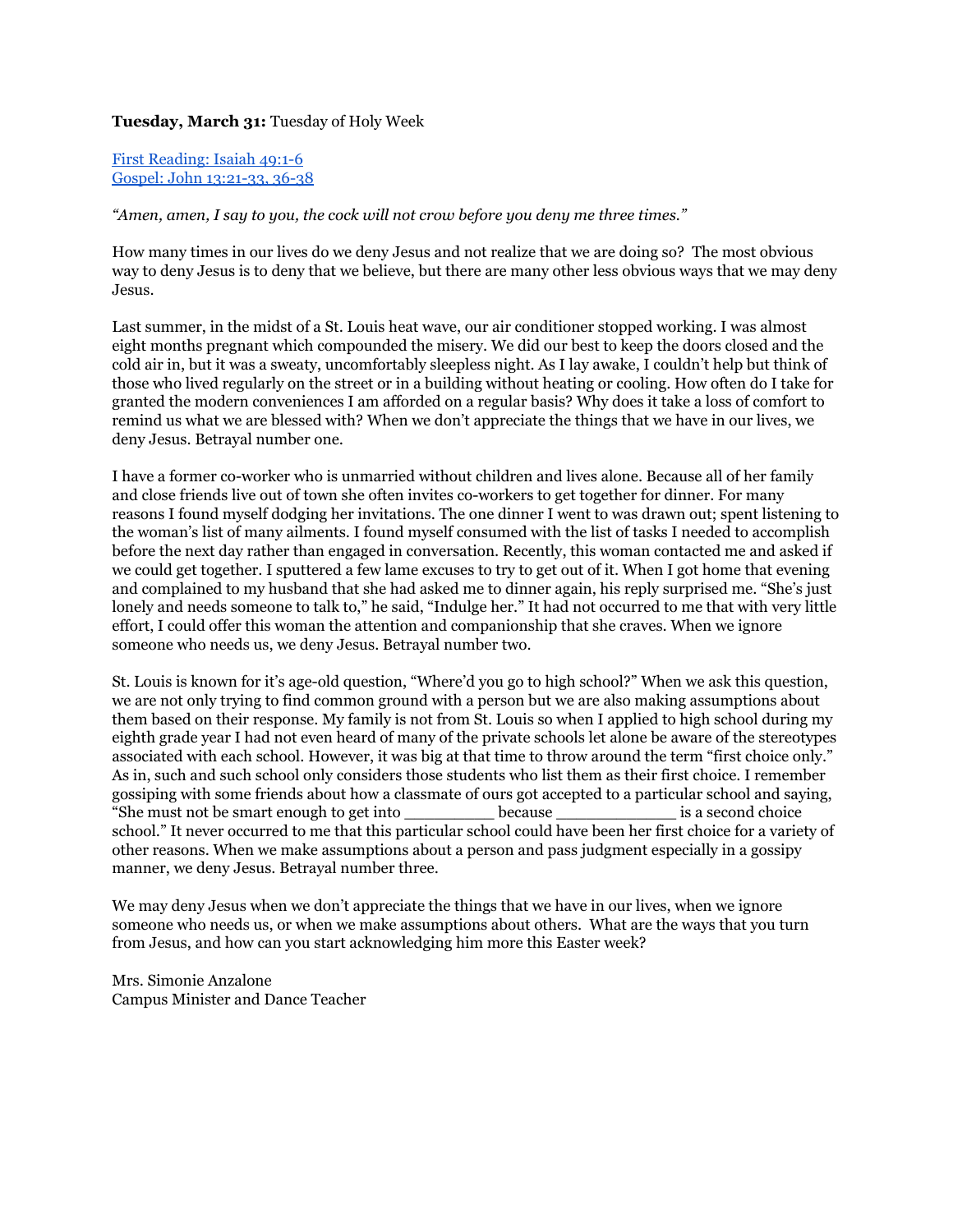**Tuesday, March 31:** Tuesday of Holy Week

[First Reading: Isaiah 49:1-6]()
[Gospel: John 13:21-33, 36-38]()

*"Amen, amen, I say to you, the cock will not crow before you deny me three times."*

How many times in our lives do we deny Jesus and not realize that we are doing so? The most obvious way to deny Jesus is to deny that we believe, but there are many other less obvious ways that we may deny Jesus.

Last summer, in the midst of a St. Louis heat wave, our air conditioner stopped working. I was almost eight months pregnant which compounded the misery. We did our best to keep the doors closed and the cold air in, but it was a sweaty, uncomfortably sleepless night. As I lay awake, I couldn't help but think of those who lived regularly on the street or in a building without heating or cooling. How often do I take for granted the modern conveniences I am afforded on a regular basis? Why does it take a loss of comfort to remind us what we are blessed with? When we don't appreciate the things that we have in our lives, we deny Jesus. Betrayal number one.

I have a former co-worker who is unmarried without children and lives alone. Because all of her family and close friends live out of town she often invites co-workers to get together for dinner. For many reasons I found myself dodging her invitations. The one dinner I went to was drawn out; spent listening to the woman's list of many ailments. I found myself consumed with the list of tasks I needed to accomplish before the next day rather than engaged in conversation. Recently, this woman contacted me and asked if we could get together. I sputtered a few lame excuses to try to get out of it. When I got home that evening and complained to my husband that she had asked me to dinner again, his reply surprised me. "She's just lonely and needs someone to talk to," he said, "Indulge her." It had not occurred to me that with very little effort, I could offer this woman the attention and companionship that she craves. When we ignore someone who needs us, we deny Jesus. Betrayal number two.

St. Louis is known for it's age-old question, "Where'd you go to high school?" When we ask this question, we are not only trying to find common ground with a person but we are also making assumptions about them based on their response. My family is not from St. Louis so when I applied to high school during my eighth grade year I had not even heard of many of the private schools let alone be aware of the stereotypes associated with each school. However, it was big at that time to throw around the term "first choice only." As in, such and such school only considers those students who list them as their first choice. I remember gossiping with some friends about how a classmate of ours got accepted to a particular school and saying, "She must not be smart enough to get into _________ because _____________ is a second choice school." It never occurred to me that this particular school could have been her first choice for a variety of other reasons. When we make assumptions about a person and pass judgment especially in a gossipy manner, we deny Jesus. Betrayal number three.

We may deny Jesus when we don't appreciate the things that we have in our lives, when we ignore someone who needs us, or when we make assumptions about others. What are the ways that you turn from Jesus, and how can you start acknowledging him more this Easter week?

Mrs. Simonie Anzalone
Campus Minister and Dance Teacher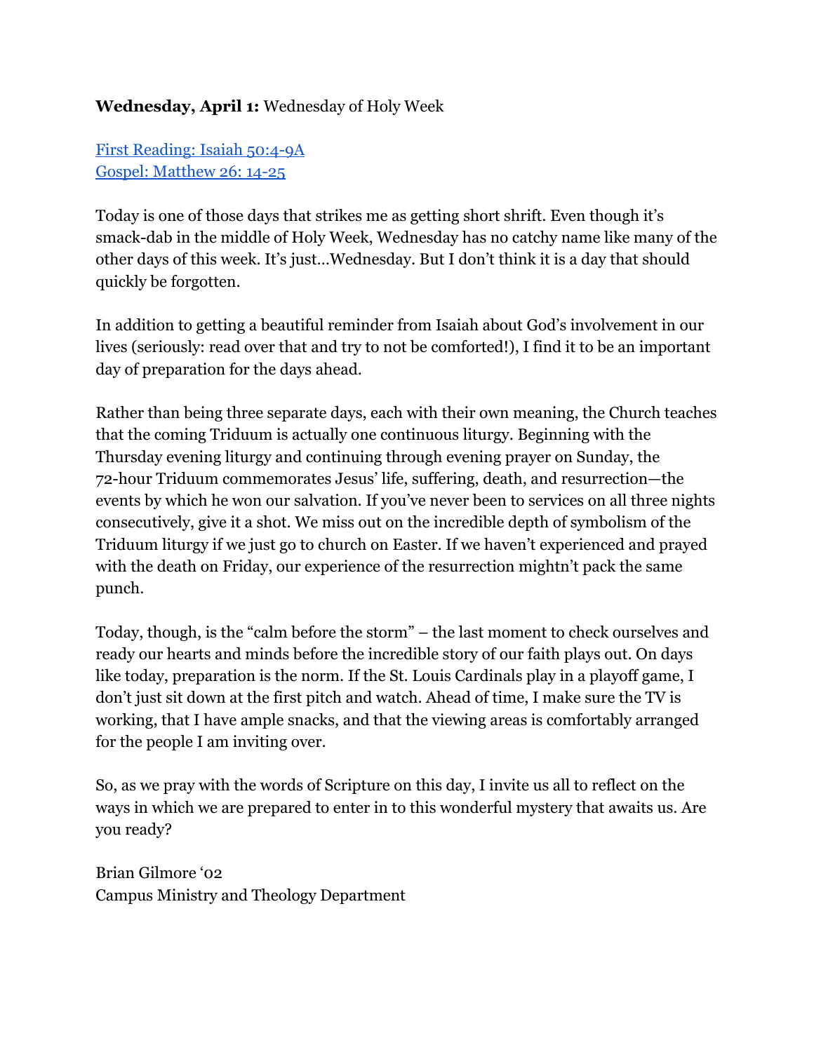**Wednesday, April 1:** Wednesday of Holy Week

[First Reading: Isaiah 50:4-9A]
[Gospel: Matthew 26: 14-25]

Today is one of those days that strikes me as getting short shrift. Even though it's smack-dab in the middle of Holy Week, Wednesday has no catchy name like many of the other days of this week. It's just…Wednesday. But I don't think it is a day that should quickly be forgotten.

In addition to getting a beautiful reminder from Isaiah about God's involvement in our lives (seriously: read over that and try to not be comforted!), I find it to be an important day of preparation for the days ahead.

Rather than being three separate days, each with their own meaning, the Church teaches that the coming Triduum is actually one continuous liturgy. Beginning with the Thursday evening liturgy and continuing through evening prayer on Sunday, the 72-hour Triduum commemorates Jesus' life, suffering, death, and resurrection—the events by which he won our salvation. If you've never been to services on all three nights consecutively, give it a shot. We miss out on the incredible depth of symbolism of the Triduum liturgy if we just go to church on Easter. If we haven't experienced and prayed with the death on Friday, our experience of the resurrection mightn't pack the same punch.

Today, though, is the "calm before the storm" – the last moment to check ourselves and ready our hearts and minds before the incredible story of our faith plays out. On days like today, preparation is the norm. If the St. Louis Cardinals play in a playoff game, I don't just sit down at the first pitch and watch. Ahead of time, I make sure the TV is working, that I have ample snacks, and that the viewing areas is comfortably arranged for the people I am inviting over.

So, as we pray with the words of Scripture on this day, I invite us all to reflect on the ways in which we are prepared to enter in to this wonderful mystery that awaits us. Are you ready?

Brian Gilmore '02
Campus Ministry and Theology Department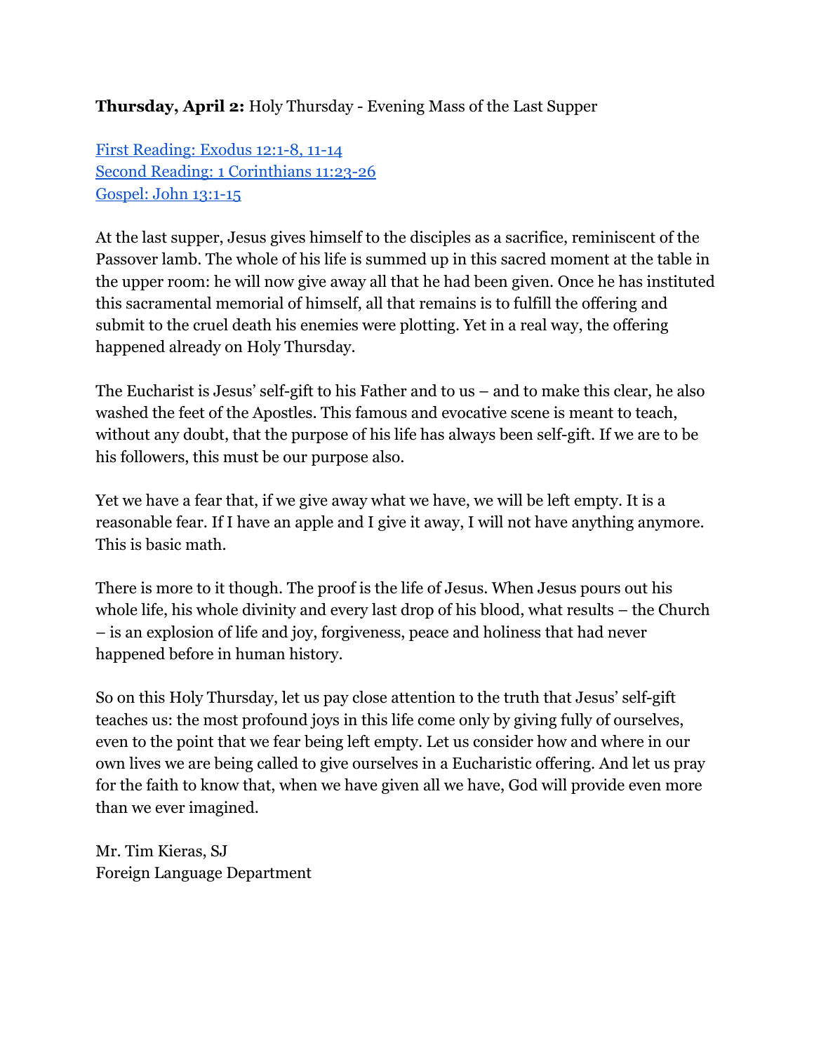**Thursday, April 2:** Holy Thursday - Evening Mass of the Last Supper

First Reading: Exodus 12:1-8, 11-14
Second Reading: 1 Corinthians 11:23-26
Gospel: John 13:1-15

At the last supper, Jesus gives himself to the disciples as a sacrifice, reminiscent of the Passover lamb. The whole of his life is summed up in this sacred moment at the table in the upper room: he will now give away all that he had been given. Once he has instituted this sacramental memorial of himself, all that remains is to fulfill the offering and submit to the cruel death his enemies were plotting. Yet in a real way, the offering happened already on Holy Thursday.

The Eucharist is Jesus' self-gift to his Father and to us – and to make this clear, he also washed the feet of the Apostles. This famous and evocative scene is meant to teach, without any doubt, that the purpose of his life has always been self-gift. If we are to be his followers, this must be our purpose also.

Yet we have a fear that, if we give away what we have, we will be left empty. It is a reasonable fear. If I have an apple and I give it away, I will not have anything anymore. This is basic math.

There is more to it though. The proof is the life of Jesus. When Jesus pours out his whole life, his whole divinity and every last drop of his blood, what results – the Church – is an explosion of life and joy, forgiveness, peace and holiness that had never happened before in human history.

So on this Holy Thursday, let us pay close attention to the truth that Jesus' self-gift teaches us: the most profound joys in this life come only by giving fully of ourselves, even to the point that we fear being left empty. Let us consider how and where in our own lives we are being called to give ourselves in a Eucharistic offering. And let us pray for the faith to know that, when we have given all we have, God will provide even more than we ever imagined.

Mr. Tim Kieras, SJ
Foreign Language Department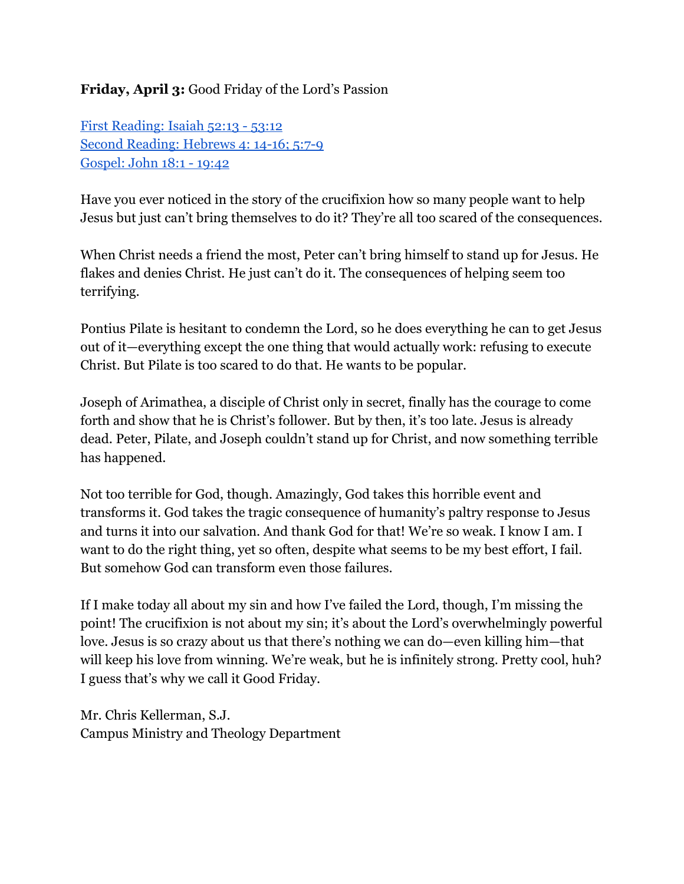**Friday, April 3:** Good Friday of the Lord's Passion

First Reading: Isaiah 52:13 - 53:12
Second Reading: Hebrews 4: 14-16; 5:7-9
Gospel: John 18:1 - 19:42

Have you ever noticed in the story of the crucifixion how so many people want to help Jesus but just can't bring themselves to do it? They're all too scared of the consequences.

When Christ needs a friend the most, Peter can't bring himself to stand up for Jesus. He flakes and denies Christ. He just can't do it. The consequences of helping seem too terrifying.

Pontius Pilate is hesitant to condemn the Lord, so he does everything he can to get Jesus out of it—everything except the one thing that would actually work: refusing to execute Christ. But Pilate is too scared to do that. He wants to be popular.

Joseph of Arimathea, a disciple of Christ only in secret, finally has the courage to come forth and show that he is Christ's follower. But by then, it's too late. Jesus is already dead. Peter, Pilate, and Joseph couldn't stand up for Christ, and now something terrible has happened.

Not too terrible for God, though. Amazingly, God takes this horrible event and transforms it. God takes the tragic consequence of humanity's paltry response to Jesus and turns it into our salvation. And thank God for that! We're so weak. I know I am. I want to do the right thing, yet so often, despite what seems to be my best effort, I fail. But somehow God can transform even those failures.

If I make today all about my sin and how I've failed the Lord, though, I'm missing the point! The crucifixion is not about my sin; it's about the Lord's overwhelmingly powerful love. Jesus is so crazy about us that there's nothing we can do—even killing him—that will keep his love from winning. We're weak, but he is infinitely strong. Pretty cool, huh? I guess that's why we call it Good Friday.

Mr. Chris Kellerman, S.J.
Campus Ministry and Theology Department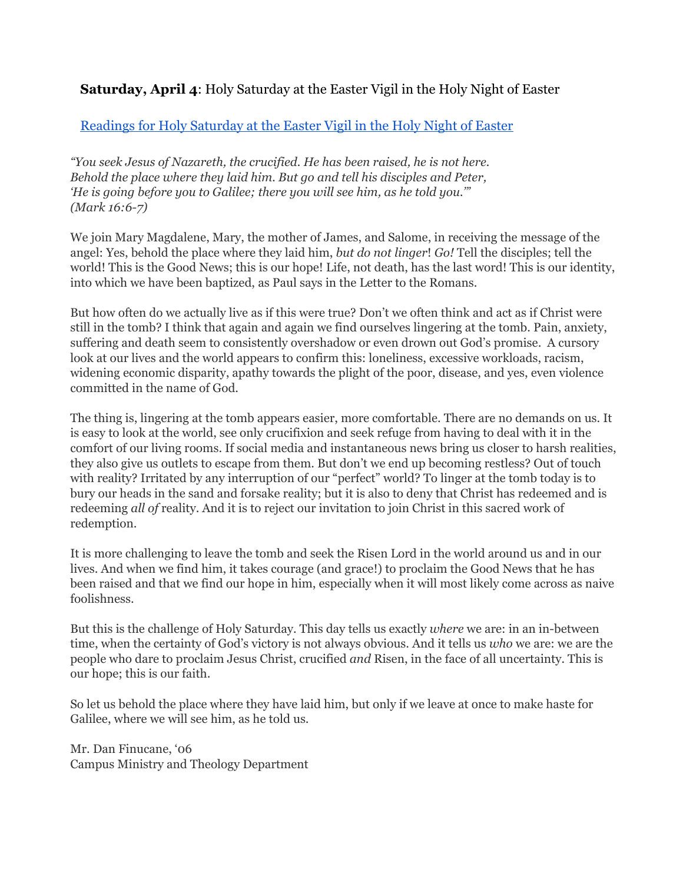**Saturday, April 4**: Holy Saturday at the Easter Vigil in the Holy Night of Easter

[Readings for Holy Saturday at the Easter Vigil in the Holy Night of Easter]()

*"You seek Jesus of Nazareth, the crucified. He has been raised, he is not here.*
*Behold the place where they laid him. But go and tell his disciples and Peter,*
*'He is going before you to Galilee; there you will see him, as he told you.'"*
*(Mark 16:6-7)*

We join Mary Magdalene, Mary, the mother of James, and Salome, in receiving the message of the angel: Yes, behold the place where they laid him, *but do not linger*! *Go!* Tell the disciples; tell the world! This is the Good News; this is our hope! Life, not death, has the last word! This is our identity, into which we have been baptized, as Paul says in the Letter to the Romans.

But how often do we actually live as if this were true? Don't we often think and act as if Christ were still in the tomb? I think that again and again we find ourselves lingering at the tomb. Pain, anxiety, suffering and death seem to consistently overshadow or even drown out God's promise. A cursory look at our lives and the world appears to confirm this: loneliness, excessive workloads, racism, widening economic disparity, apathy towards the plight of the poor, disease, and yes, even violence committed in the name of God.

The thing is, lingering at the tomb appears easier, more comfortable. There are no demands on us. It is easy to look at the world, see only crucifixion and seek refuge from having to deal with it in the comfort of our living rooms. If social media and instantaneous news bring us closer to harsh realities, they also give us outlets to escape from them. But don't we end up becoming restless? Out of touch with reality? Irritated by any interruption of our "perfect" world? To linger at the tomb today is to bury our heads in the sand and forsake reality; but it is also to deny that Christ has redeemed and is redeeming *all of* reality. And it is to reject our invitation to join Christ in this sacred work of redemption.

It is more challenging to leave the tomb and seek the Risen Lord in the world around us and in our lives. And when we find him, it takes courage (and grace!) to proclaim the Good News that he has been raised and that we find our hope in him, especially when it will most likely come across as naive foolishness.

But this is the challenge of Holy Saturday. This day tells us exactly *where* we are: in an in-between time, when the certainty of God's victory is not always obvious. And it tells us *who* we are: we are the people who dare to proclaim Jesus Christ, crucified *and* Risen, in the face of all uncertainty. This is our hope; this is our faith.

So let us behold the place where they have laid him, but only if we leave at once to make haste for Galilee, where we will see him, as he told us.

Mr. Dan Finucane, '06
Campus Ministry and Theology Department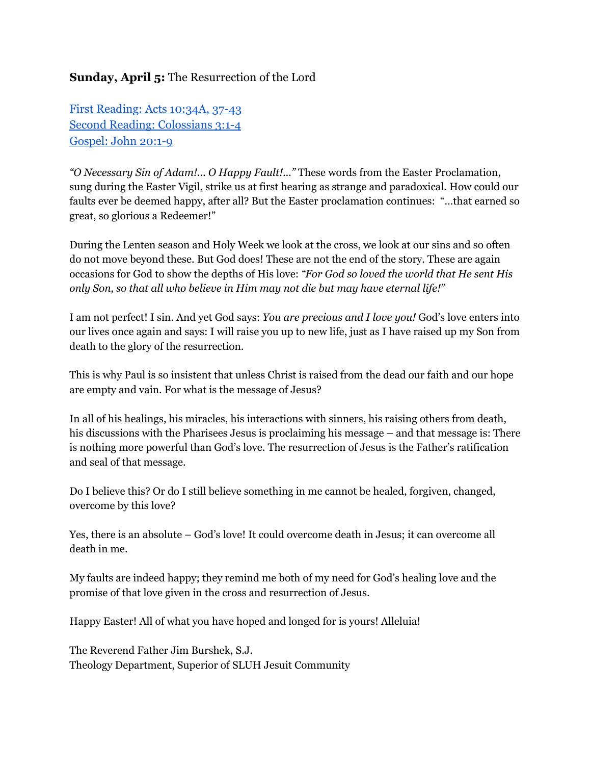**Sunday, April 5:** The Resurrection of the Lord

First Reading: Acts 10:34A, 37-43
Second Reading: Colossians 3:1-4
Gospel: John 20:1-9

*"O Necessary Sin of Adam!... O Happy Fault!..."* These words from the Easter Proclamation, sung during the Easter Vigil, strike us at first hearing as strange and paradoxical. How could our faults ever be deemed happy, after all? But the Easter proclamation continues: "...that earned so great, so glorious a Redeemer!"

During the Lenten season and Holy Week we look at the cross, we look at our sins and so often do not move beyond these. But God does! These are not the end of the story. These are again occasions for God to show the depths of His love: *"For God so loved the world that He sent His only Son, so that all who believe in Him may not die but may have eternal life!"*

I am not perfect! I sin. And yet God says: *You are precious and I love you!* God's love enters into our lives once again and says: I will raise you up to new life, just as I have raised up my Son from death to the glory of the resurrection.

This is why Paul is so insistent that unless Christ is raised from the dead our faith and our hope are empty and vain. For what is the message of Jesus?

In all of his healings, his miracles, his interactions with sinners, his raising others from death, his discussions with the Pharisees Jesus is proclaiming his message – and that message is: There is nothing more powerful than God's love. The resurrection of Jesus is the Father's ratification and seal of that message.

Do I believe this? Or do I still believe something in me cannot be healed, forgiven, changed, overcome by this love?

Yes, there is an absolute – God's love! It could overcome death in Jesus; it can overcome all death in me.

My faults are indeed happy; they remind me both of my need for God's healing love and the promise of that love given in the cross and resurrection of Jesus.

Happy Easter! All of what you have hoped and longed for is yours! Alleluia!

The Reverend Father Jim Burshek, S.J.
Theology Department, Superior of SLUH Jesuit Community